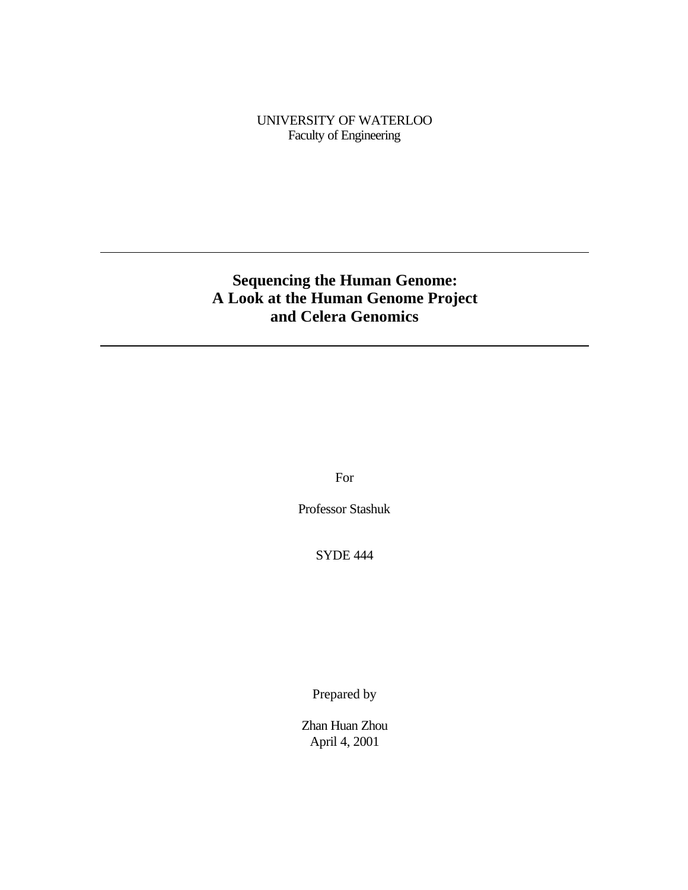UNIVERSITY OF WATERLOO
Faculty of Engineering

---

# Sequencing the Human Genome: A Look at the Human Genome Project and Celera Genomics

---

For

Professor Stashuk

SYDE 444

Prepared by

Zhan Huan Zhou
April 4, 2001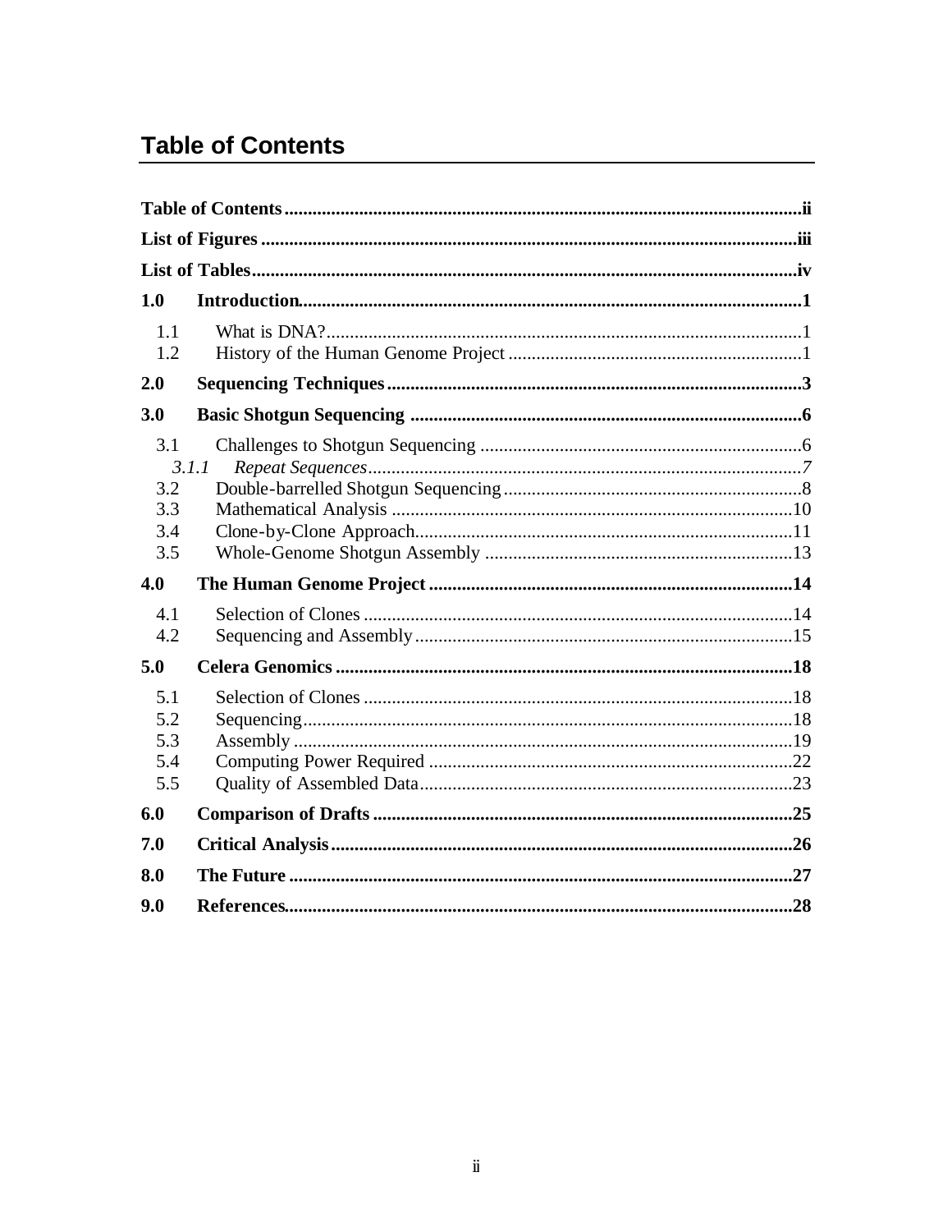# Table of Contents

**Table of Contents** .......... **ii**

**List of Figures** .......... **iii**

**List of Tables** .......... **iv**

**1.0 Introduction** .......... **1**

- 1.1 What is DNA? .......... 1
- 1.2 History of the Human Genome Project .......... 1

**2.0 Sequencing Techniques** .......... **3**

**3.0 Basic Shotgun Sequencing** .......... **6**

- 3.1 Challenges to Shotgun Sequencing .......... 6
  - *3.1.1 Repeat Sequences* .......... *7*
- 3.2 Double-barrelled Shotgun Sequencing .......... 8
- 3.3 Mathematical Analysis .......... 10
- 3.4 Clone-by-Clone Approach .......... 11
- 3.5 Whole-Genome Shotgun Assembly .......... 13

**4.0 The Human Genome Project** .......... **14**

- 4.1 Selection of Clones .......... 14
- 4.2 Sequencing and Assembly .......... 15

**5.0 Celera Genomics** .......... **18**

- 5.1 Selection of Clones .......... 18
- 5.2 Sequencing .......... 18
- 5.3 Assembly .......... 19
- 5.4 Computing Power Required .......... 22
- 5.5 Quality of Assembled Data .......... 23

**6.0 Comparison of Drafts** .......... **25**

**7.0 Critical Analysis** .......... **26**

**8.0 The Future** .......... **27**

**9.0 References** .......... **28**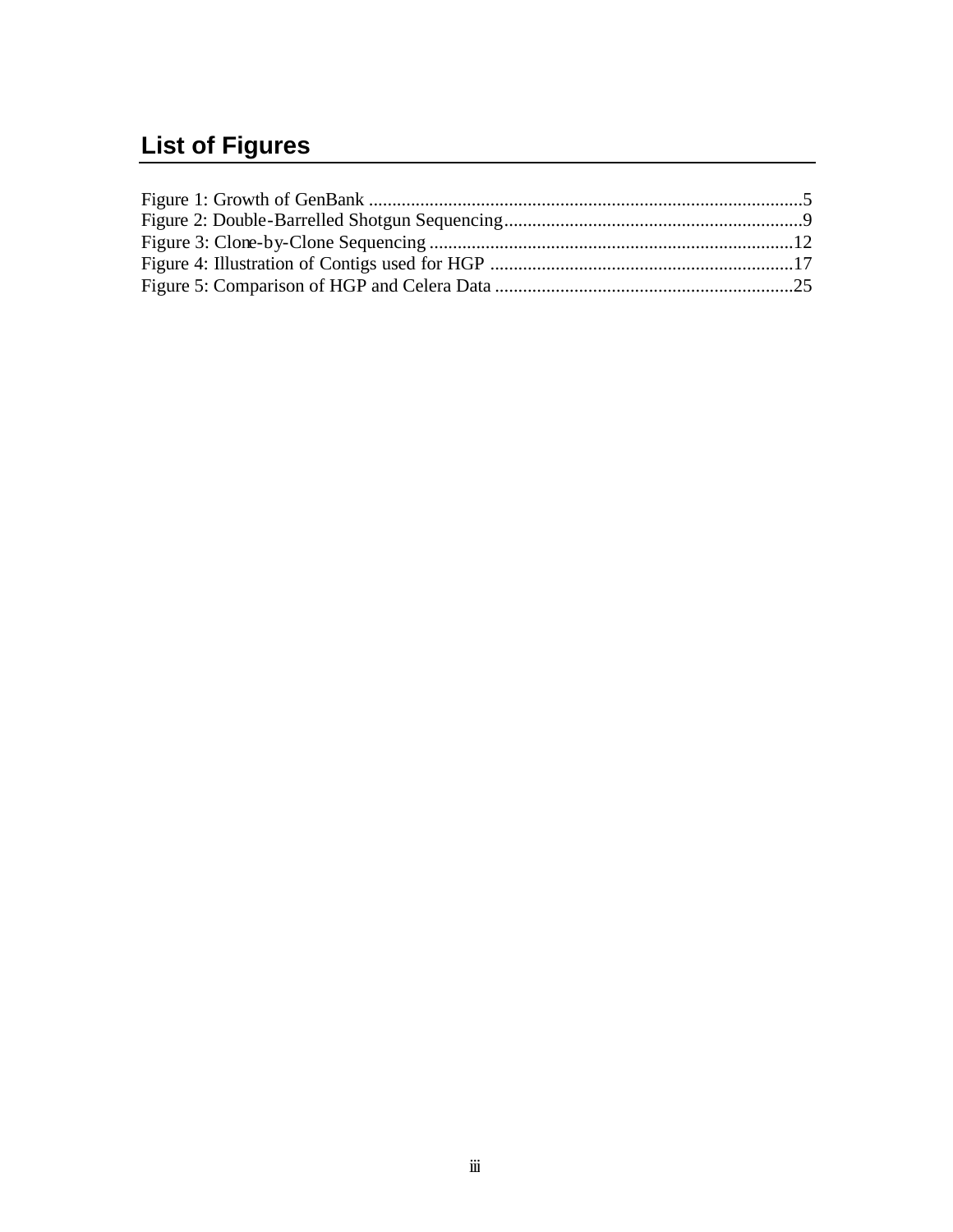## List of Figures

Figure 1: Growth of GenBank ............................................................................................5
Figure 2: Double-Barrelled Shotgun Sequencing...............................................................9
Figure 3: Clone-by-Clone Sequencing .............................................................................12
Figure 4: Illustration of Contigs used for HGP .................................................................17
Figure 5: Comparison of HGP and Celera Data ................................................................25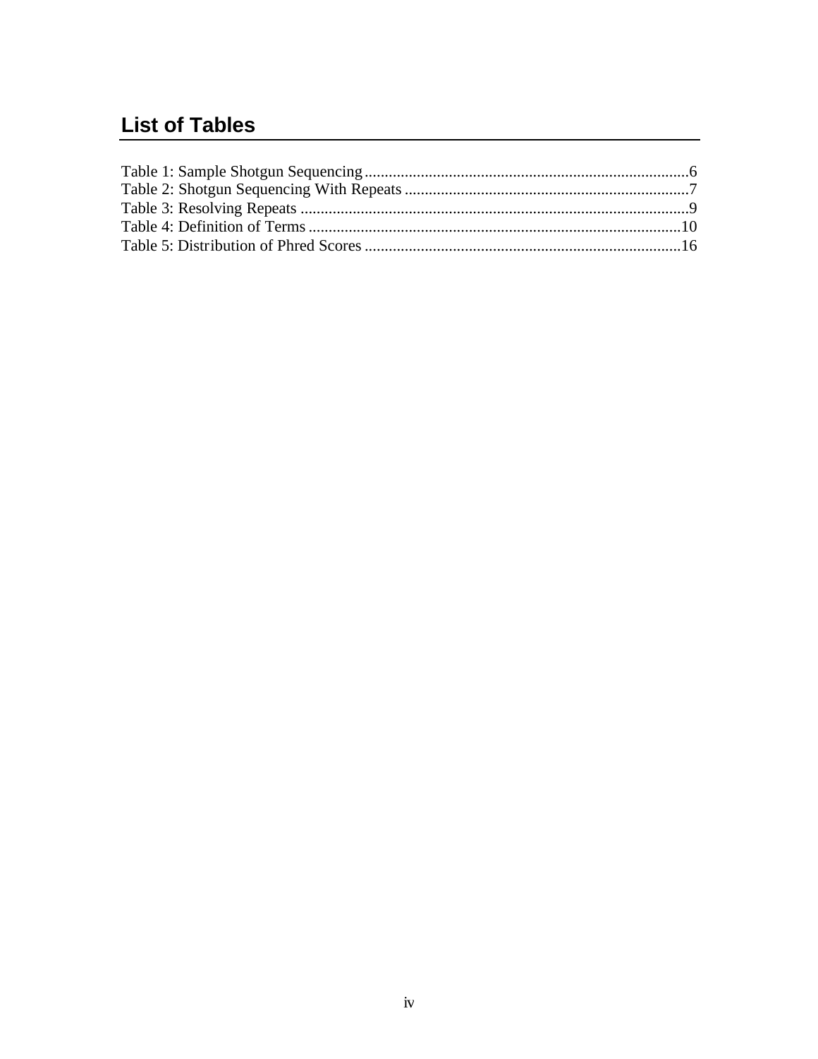# List of Tables

Table 1: Sample Shotgun Sequencing........................................................................................6
Table 2: Shotgun Sequencing With Repeats...............................................................................7
Table 3: Resolving Repeats .........................................................................................................9
Table 4: Definition of Terms .....................................................................................................10
Table 5: Distribution of Phred Scores .......................................................................................16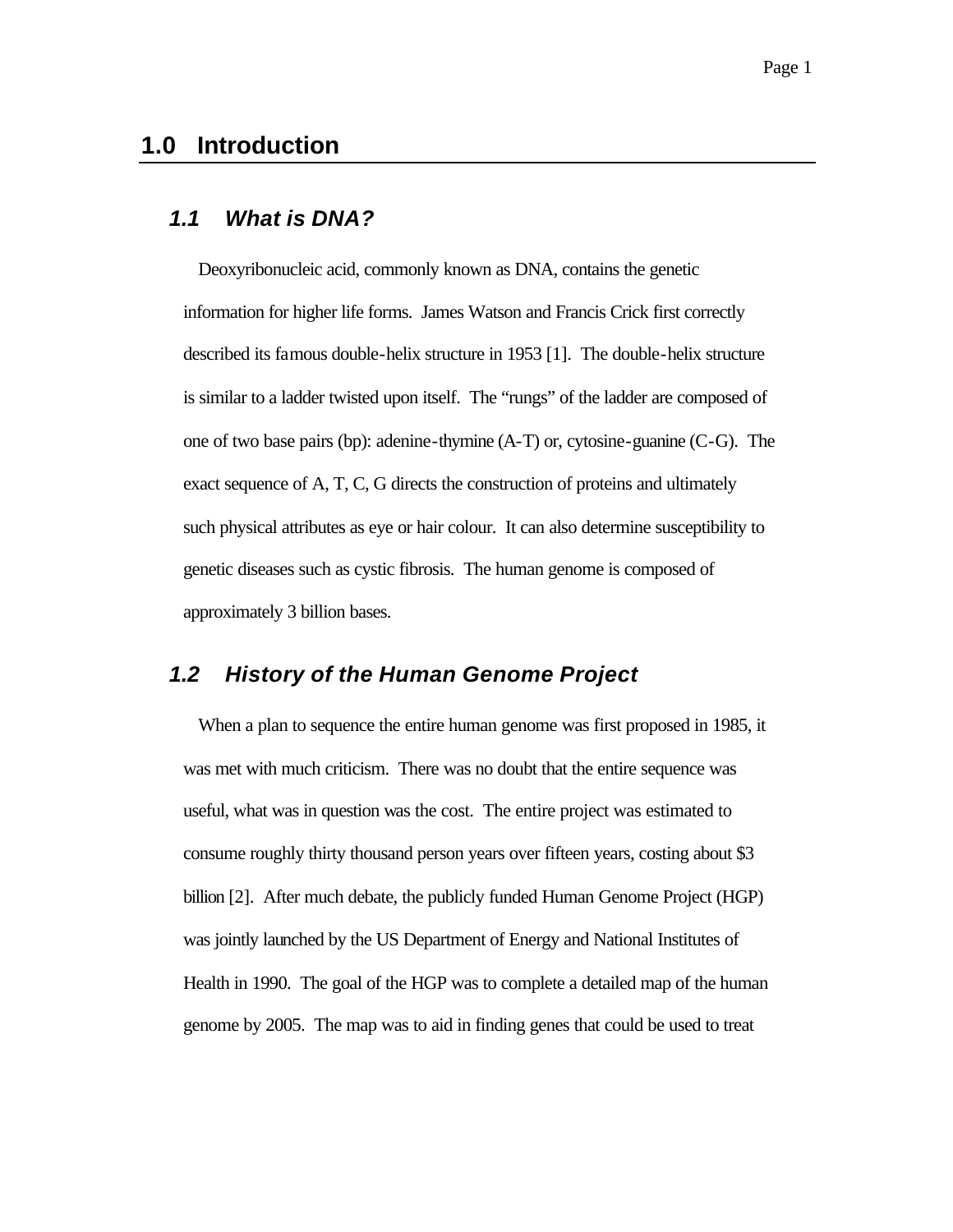## 1.0 Introduction

### *1.1 What is DNA?*

Deoxyribonucleic acid, commonly known as DNA, contains the genetic information for higher life forms. James Watson and Francis Crick first correctly described its famous double-helix structure in 1953 [1]. The double-helix structure is similar to a ladder twisted upon itself. The "rungs" of the ladder are composed of one of two base pairs (bp): adenine-thymine (A-T) or, cytosine-guanine (C-G). The exact sequence of A, T, C, G directs the construction of proteins and ultimately such physical attributes as eye or hair colour. It can also determine susceptibility to genetic diseases such as cystic fibrosis. The human genome is composed of approximately 3 billion bases.

### *1.2 History of the Human Genome Project*

When a plan to sequence the entire human genome was first proposed in 1985, it was met with much criticism. There was no doubt that the entire sequence was useful, what was in question was the cost. The entire project was estimated to consume roughly thirty thousand person years over fifteen years, costing about $3 billion [2]. After much debate, the publicly funded Human Genome Project (HGP) was jointly launched by the US Department of Energy and National Institutes of Health in 1990. The goal of the HGP was to complete a detailed map of the human genome by 2005. The map was to aid in finding genes that could be used to treat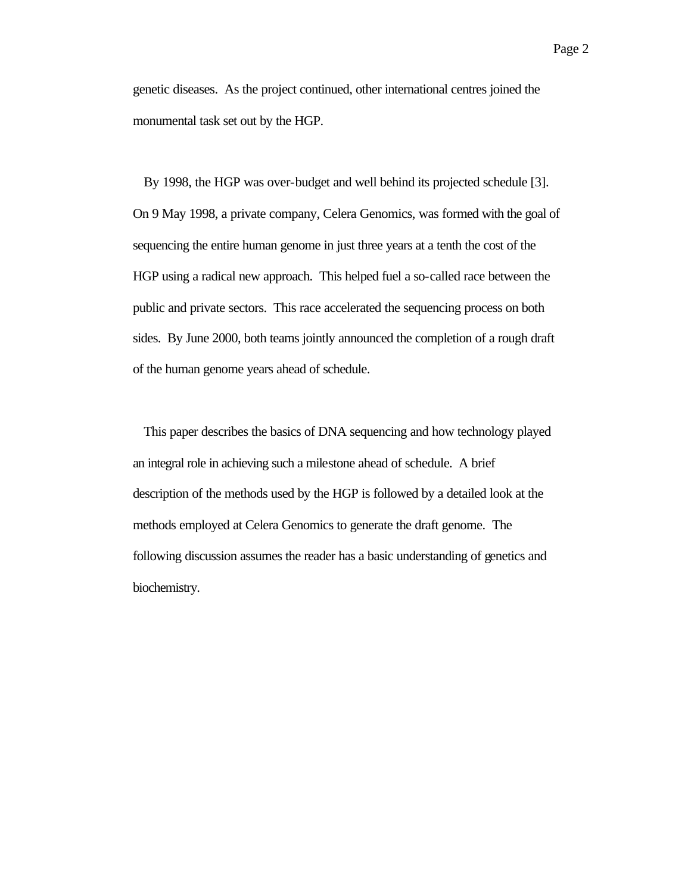genetic diseases. As the project continued, other international centres joined the monumental task set out by the HGP.

By 1998, the HGP was over-budget and well behind its projected schedule [3]. On 9 May 1998, a private company, Celera Genomics, was formed with the goal of sequencing the entire human genome in just three years at a tenth the cost of the HGP using a radical new approach. This helped fuel a so-called race between the public and private sectors. This race accelerated the sequencing process on both sides. By June 2000, both teams jointly announced the completion of a rough draft of the human genome years ahead of schedule.

This paper describes the basics of DNA sequencing and how technology played an integral role in achieving such a milestone ahead of schedule. A brief description of the methods used by the HGP is followed by a detailed look at the methods employed at Celera Genomics to generate the draft genome. The following discussion assumes the reader has a basic understanding of genetics and biochemistry.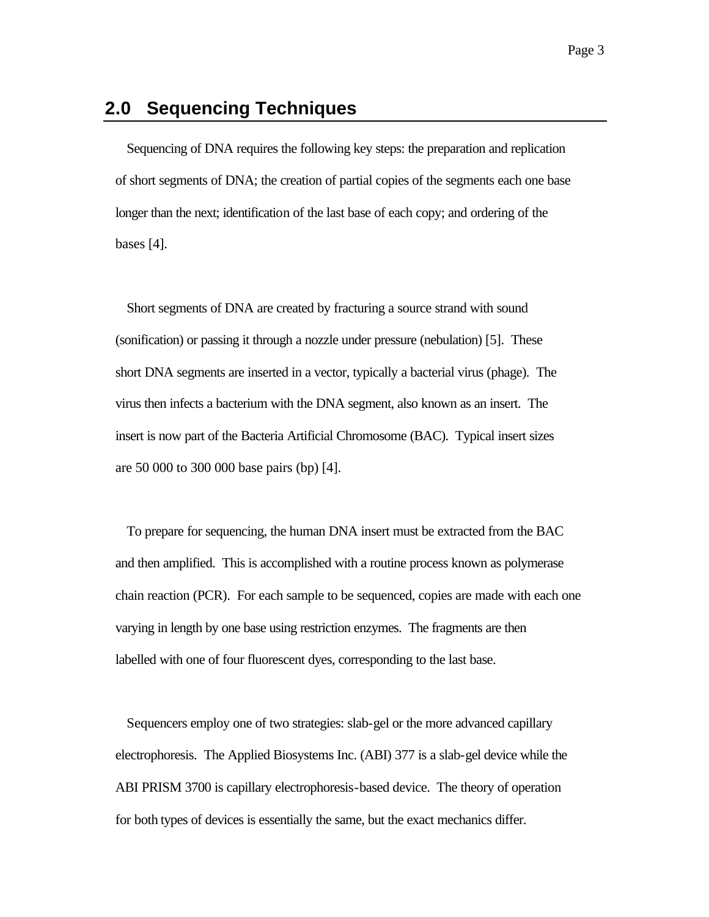## 2.0 Sequencing Techniques

Sequencing of DNA requires the following key steps: the preparation and replication of short segments of DNA; the creation of partial copies of the segments each one base longer than the next; identification of the last base of each copy; and ordering of the bases [4].

Short segments of DNA are created by fracturing a source strand with sound (sonification) or passing it through a nozzle under pressure (nebulation) [5]. These short DNA segments are inserted in a vector, typically a bacterial virus (phage). The virus then infects a bacterium with the DNA segment, also known as an insert. The insert is now part of the Bacteria Artificial Chromosome (BAC). Typical insert sizes are 50 000 to 300 000 base pairs (bp) [4].

To prepare for sequencing, the human DNA insert must be extracted from the BAC and then amplified. This is accomplished with a routine process known as polymerase chain reaction (PCR). For each sample to be sequenced, copies are made with each one varying in length by one base using restriction enzymes. The fragments are then labelled with one of four fluorescent dyes, corresponding to the last base.

Sequencers employ one of two strategies: slab-gel or the more advanced capillary electrophoresis. The Applied Biosystems Inc. (ABI) 377 is a slab-gel device while the ABI PRISM 3700 is capillary electrophoresis-based device. The theory of operation for both types of devices is essentially the same, but the exact mechanics differ.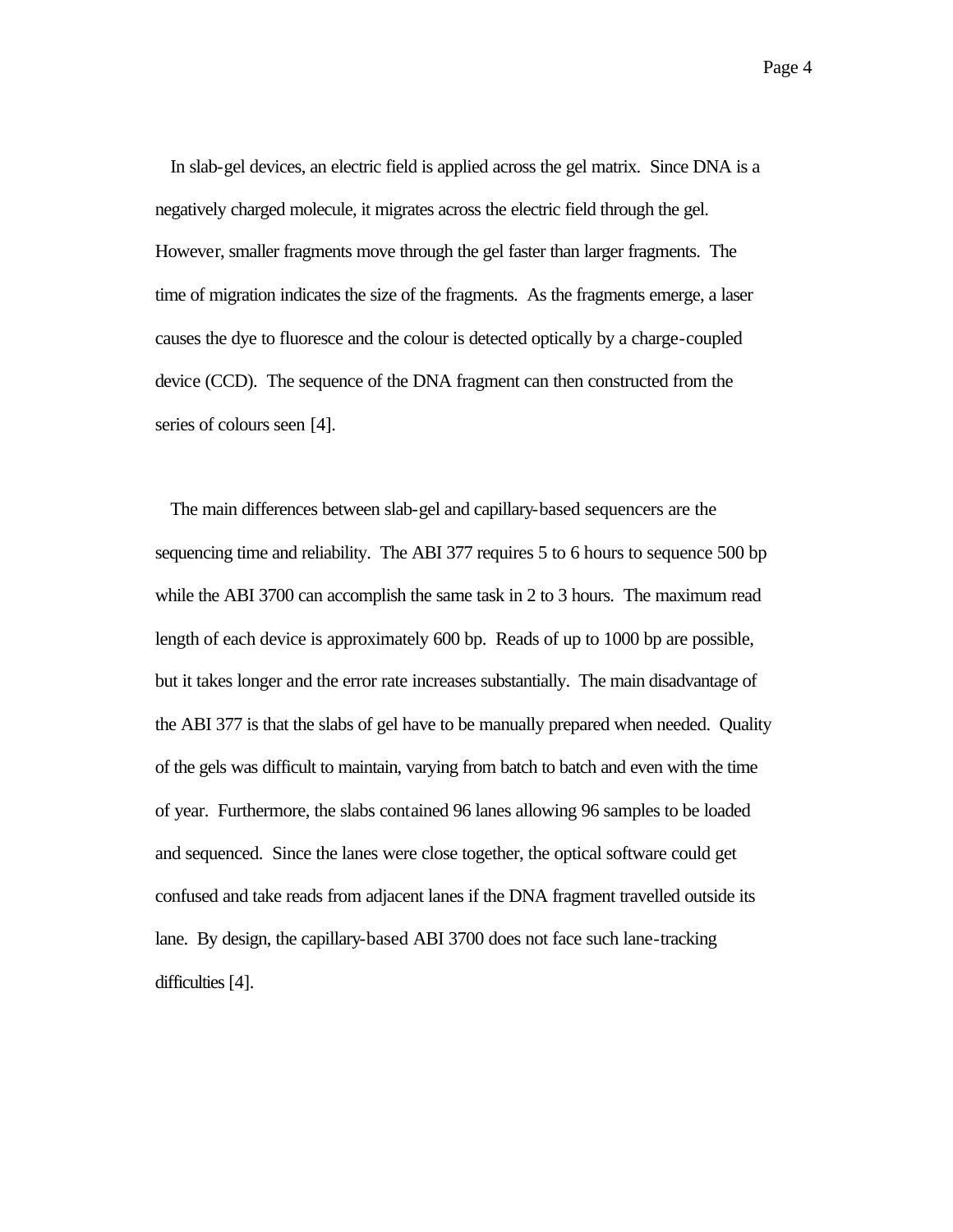In slab-gel devices, an electric field is applied across the gel matrix. Since DNA is a negatively charged molecule, it migrates across the electric field through the gel. However, smaller fragments move through the gel faster than larger fragments. The time of migration indicates the size of the fragments. As the fragments emerge, a laser causes the dye to fluoresce and the colour is detected optically by a charge-coupled device (CCD). The sequence of the DNA fragment can then constructed from the series of colours seen [4].

The main differences between slab-gel and capillary-based sequencers are the sequencing time and reliability. The ABI 377 requires 5 to 6 hours to sequence 500 bp while the ABI 3700 can accomplish the same task in 2 to 3 hours. The maximum read length of each device is approximately 600 bp. Reads of up to 1000 bp are possible, but it takes longer and the error rate increases substantially. The main disadvantage of the ABI 377 is that the slabs of gel have to be manually prepared when needed. Quality of the gels was difficult to maintain, varying from batch to batch and even with the time of year. Furthermore, the slabs contained 96 lanes allowing 96 samples to be loaded and sequenced. Since the lanes were close together, the optical software could get confused and take reads from adjacent lanes if the DNA fragment travelled outside its lane. By design, the capillary-based ABI 3700 does not face such lane-tracking difficulties [4].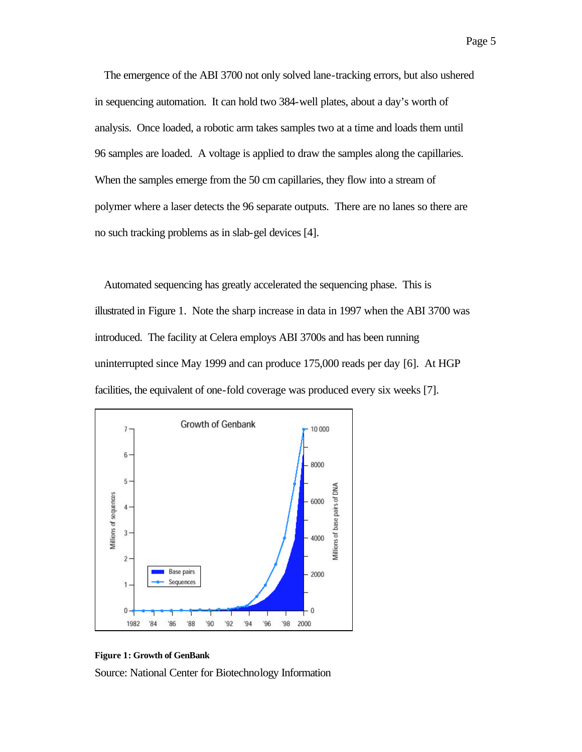The emergence of the ABI 3700 not only solved lane-tracking errors, but also ushered in sequencing automation. It can hold two 384-well plates, about a day's worth of analysis. Once loaded, a robotic arm takes samples two at a time and loads them until 96 samples are loaded. A voltage is applied to draw the samples along the capillaries. When the samples emerge from the 50 cm capillaries, they flow into a stream of polymer where a laser detects the 96 separate outputs. There are no lanes so there are no such tracking problems as in slab-gel devices [4].

Automated sequencing has greatly accelerated the sequencing phase. This is illustrated in Figure 1. Note the sharp increase in data in 1997 when the ABI 3700 was introduced. The facility at Celera employs ABI 3700s and has been running uninterrupted since May 1999 and can produce 175,000 reads per day [6]. At HGP facilities, the equivalent of one-fold coverage was produced every six weeks [7].

**Figure 1: Growth of GenBank**

Source: National Center for Biotechnology Information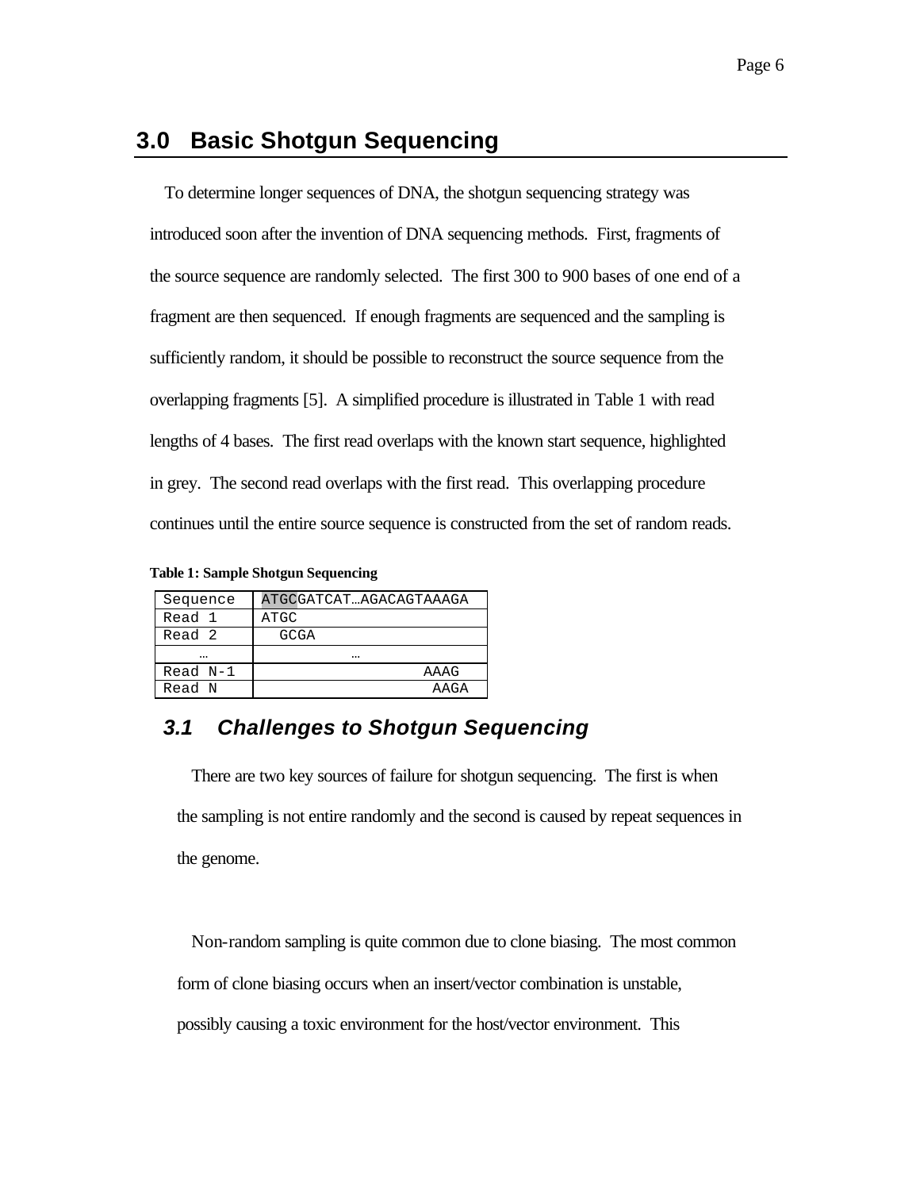## 3.0 Basic Shotgun Sequencing

To determine longer sequences of DNA, the shotgun sequencing strategy was introduced soon after the invention of DNA sequencing methods. First, fragments of the source sequence are randomly selected. The first 300 to 900 bases of one end of a fragment are then sequenced. If enough fragments are sequenced and the sampling is sufficiently random, it should be possible to reconstruct the source sequence from the overlapping fragments [5]. A simplified procedure is illustrated in Table 1 with read lengths of 4 bases. The first read overlaps with the known start sequence, highlighted in grey. The second read overlaps with the first read. This overlapping procedure continues until the entire source sequence is constructed from the set of random reads.

**Table 1: Sample Shotgun Sequencing**

| Sequence | ATGCGATCAT…AGACAGTAAAGA |
|---|---|
| Read 1 | ATGC |
| Read 2 | GCGA |
| … | … |
| Read N-1 | AAAG |
| Read N | AAGA |

### *3.1 Challenges to Shotgun Sequencing*

There are two key sources of failure for shotgun sequencing. The first is when the sampling is not entire randomly and the second is caused by repeat sequences in the genome.

Non-random sampling is quite common due to clone biasing. The most common form of clone biasing occurs when an insert/vector combination is unstable, possibly causing a toxic environment for the host/vector environment. This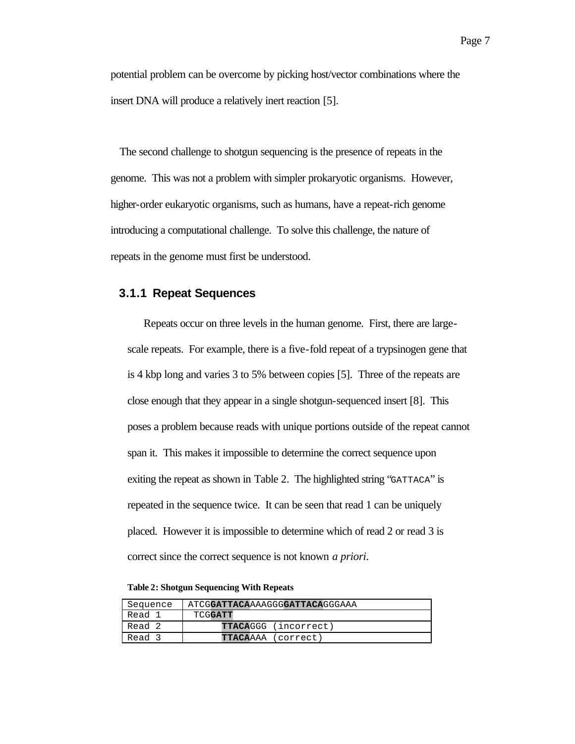potential problem can be overcome by picking host/vector combinations where the insert DNA will produce a relatively inert reaction [5].

The second challenge to shotgun sequencing is the presence of repeats in the genome. This was not a problem with simpler prokaryotic organisms. However, higher-order eukaryotic organisms, such as humans, have a repeat-rich genome introducing a computational challenge. To solve this challenge, the nature of repeats in the genome must first be understood.

### 3.1.1 Repeat Sequences

Repeats occur on three levels in the human genome. First, there are large-scale repeats. For example, there is a five-fold repeat of a trypsinogen gene that is 4 kbp long and varies 3 to 5% between copies [5]. Three of the repeats are close enough that they appear in a single shotgun-sequenced insert [8]. This poses a problem because reads with unique portions outside of the repeat cannot span it. This makes it impossible to determine the correct sequence upon exiting the repeat as shown in Table 2. The highlighted string "GATTACA" is repeated in the sequence twice. It can be seen that read 1 can be uniquely placed. However it is impossible to determine which of read 2 or read 3 is correct since the correct sequence is not known *a priori*.

**Table 2: Shotgun Sequencing With Repeats**

| Sequence | ATCG**GATTACA**AAAGGG**GATTACA**GGGAAA |
|---|---|
| Read 1 | TCG**GATT** |
| Read 2 | **TTACA**GGG (incorrect) |
| Read 3 | **TTACA**AAA (correct) |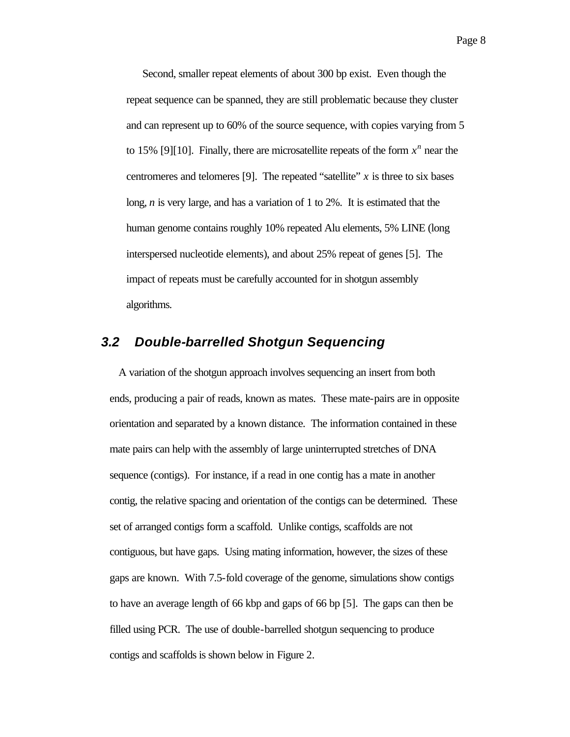Second, smaller repeat elements of about 300 bp exist. Even though the repeat sequence can be spanned, they are still problematic because they cluster and can represent up to 60% of the source sequence, with copies varying from 5 to 15% [9][10]. Finally, there are microsatellite repeats of the form $x^n$ near the centromeres and telomeres [9]. The repeated "satellite" $x$ is three to six bases long, $n$ is very large, and has a variation of 1 to 2%. It is estimated that the human genome contains roughly 10% repeated Alu elements, 5% LINE (long interspersed nucleotide elements), and about 25% repeat of genes [5]. The impact of repeats must be carefully accounted for in shotgun assembly algorithms.

### 3.2 Double-barrelled Shotgun Sequencing

A variation of the shotgun approach involves sequencing an insert from both ends, producing a pair of reads, known as mates. These mate-pairs are in opposite orientation and separated by a known distance. The information contained in these mate pairs can help with the assembly of large uninterrupted stretches of DNA sequence (contigs). For instance, if a read in one contig has a mate in another contig, the relative spacing and orientation of the contigs can be determined. These set of arranged contigs form a scaffold. Unlike contigs, scaffolds are not contiguous, but have gaps. Using mating information, however, the sizes of these gaps are known. With 7.5-fold coverage of the genome, simulations show contigs to have an average length of 66 kbp and gaps of 66 bp [5]. The gaps can then be filled using PCR. The use of double-barrelled shotgun sequencing to produce contigs and scaffolds is shown below in Figure 2.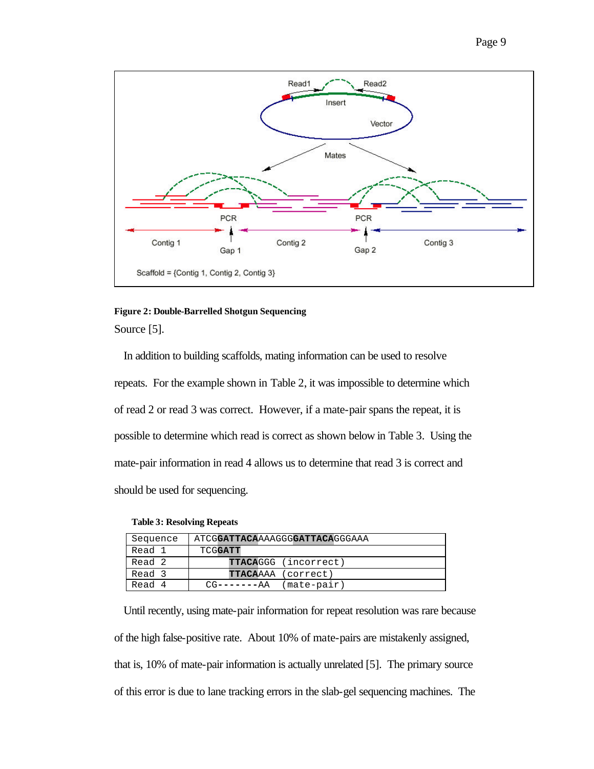**Figure 2: Double-Barrelled Shotgun Sequencing**

Source [5].

In addition to building scaffolds, mating information can be used to resolve repeats. For the example shown in Table 2, it was impossible to determine which of read 2 or read 3 was correct. However, if a mate-pair spans the repeat, it is possible to determine which read is correct as shown below in Table 3. Using the mate-pair information in read 4 allows us to determine that read 3 is correct and should be used for sequencing.

**Table 3: Resolving Repeats**

| Sequence | ATCG**GATTACA**AAAGGG**GATTACA**GGGAAA |
|---|---|
| Read 1 | TCG**GATT** |
| Read 2 | **TTACA**GGG (incorrect) |
| Read 3 | **TTACA**AAA (correct) |
| Read 4 | CG-------AA (mate-pair) |

Until recently, using mate-pair information for repeat resolution was rare because of the high false-positive rate. About 10% of mate-pairs are mistakenly assigned, that is, 10% of mate-pair information is actually unrelated [5]. The primary source of this error is due to lane tracking errors in the slab-gel sequencing machines. The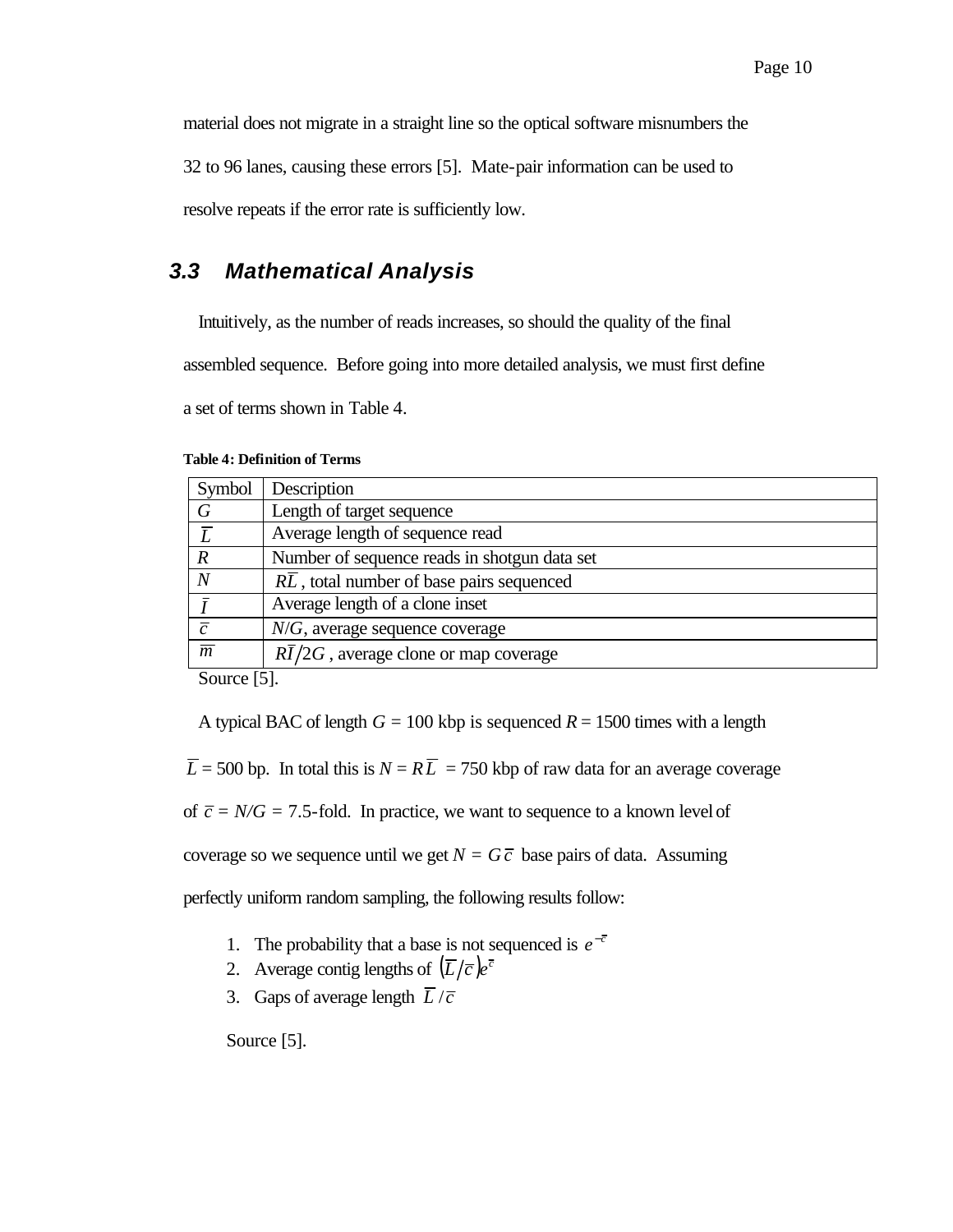material does not migrate in a straight line so the optical software misnumbers the 32 to 96 lanes, causing these errors [5]. Mate-pair information can be used to resolve repeats if the error rate is sufficiently low.

### 3.3 Mathematical Analysis

Intuitively, as the number of reads increases, so should the quality of the final assembled sequence. Before going into more detailed analysis, we must first define a set of terms shown in Table 4.

**Table 4: Definition of Terms**

| Symbol | Description |
|---|---|
| $G$ | Length of target sequence |
| $\overline{L}$ | Average length of sequence read |
| $R$ | Number of sequence reads in shotgun data set |
| $N$ | $R\overline{L}$, total number of base pairs sequenced |
| $\overline{I}$ | Average length of a clone inset |
| $\overline{c}$ | $N/G$, average sequence coverage |
| $\overline{m}$ | $R\overline{I}/2G$, average clone or map coverage |

Source [5].

A typical BAC of length $G$ = 100 kbp is sequenced $R$ = 1500 times with a length $\overline{L}$ = 500 bp. In total this is $N = R\overline{L}$ = 750 kbp of raw data for an average coverage of $\overline{c} = N/G$ = 7.5-fold. In practice, we want to sequence to a known level of coverage so we sequence until we get $N = G\overline{c}$ base pairs of data. Assuming perfectly uniform random sampling, the following results follow:

1. The probability that a base is not sequenced is $e^{-\overline{c}}$
2. Average contig lengths of $\left(\overline{L}/\overline{c}\right)e^{\overline{c}}$
3. Gaps of average length $\overline{L}/\overline{c}$

Source [5].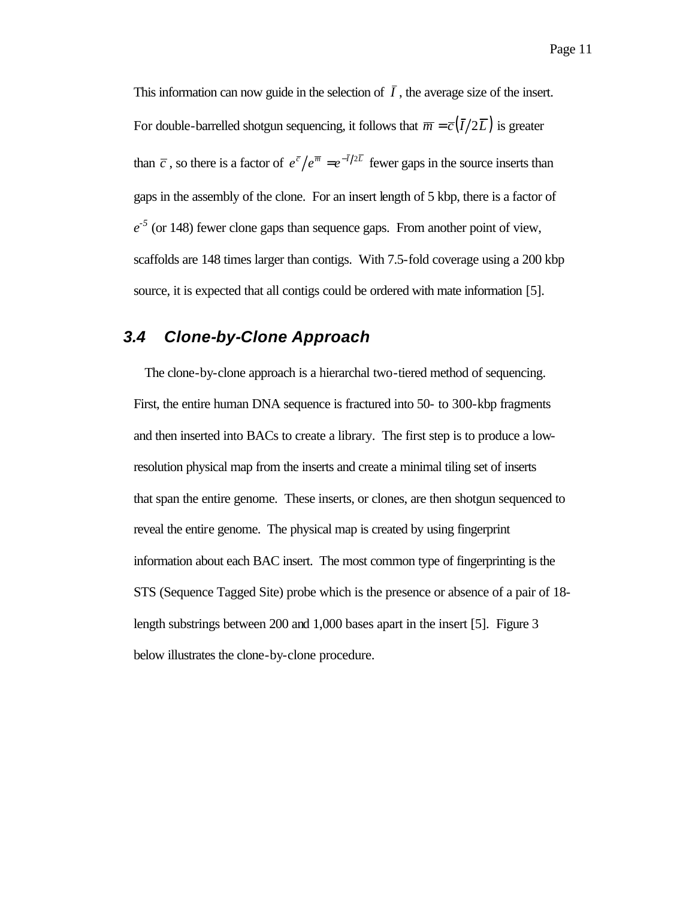This information can now guide in the selection of $\bar{I}$, the average size of the insert. For double-barrelled shotgun sequencing, it follows that $\bar{m} = \bar{c}\left(\bar{I}/2\bar{L}\right)$ is greater than $\bar{c}$, so there is a factor of $e^{\bar{c}}/e^{\bar{m}} = e^{-\bar{I}/2\bar{L}}$ fewer gaps in the source inserts than gaps in the assembly of the clone. For an insert length of 5 kbp, there is a factor of $e^{-5}$ (or 148) fewer clone gaps than sequence gaps. From another point of view, scaffolds are 148 times larger than contigs. With 7.5-fold coverage using a 200 kbp source, it is expected that all contigs could be ordered with mate information [5].

## *3.4 Clone-by-Clone Approach*

The clone-by-clone approach is a hierarchal two-tiered method of sequencing. First, the entire human DNA sequence is fractured into 50- to 300-kbp fragments and then inserted into BACs to create a library. The first step is to produce a low-resolution physical map from the inserts and create a minimal tiling set of inserts that span the entire genome. These inserts, or clones, are then shotgun sequenced to reveal the entire genome. The physical map is created by using fingerprint information about each BAC insert. The most common type of fingerprinting is the STS (Sequence Tagged Site) probe which is the presence or absence of a pair of 18-length substrings between 200 and 1,000 bases apart in the insert [5]. Figure 3 below illustrates the clone-by-clone procedure.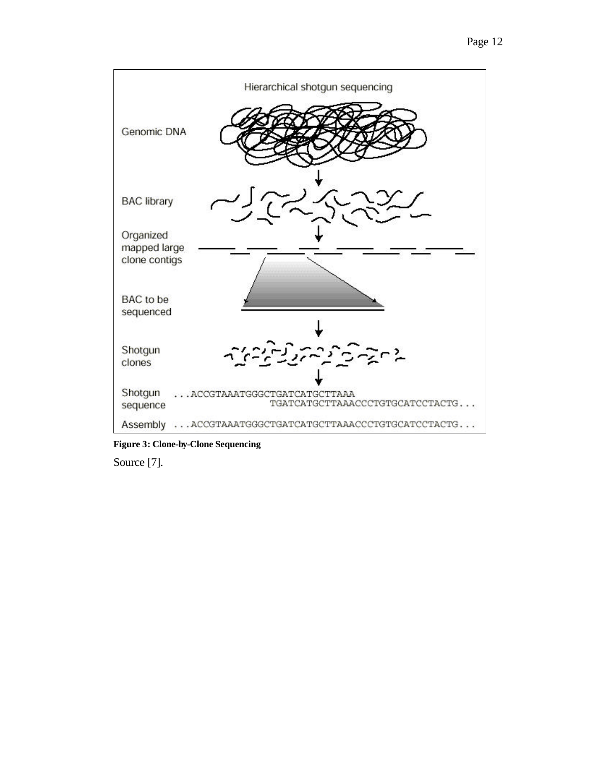**Figure 3: Clone-by-Clone Sequencing**

Source [7].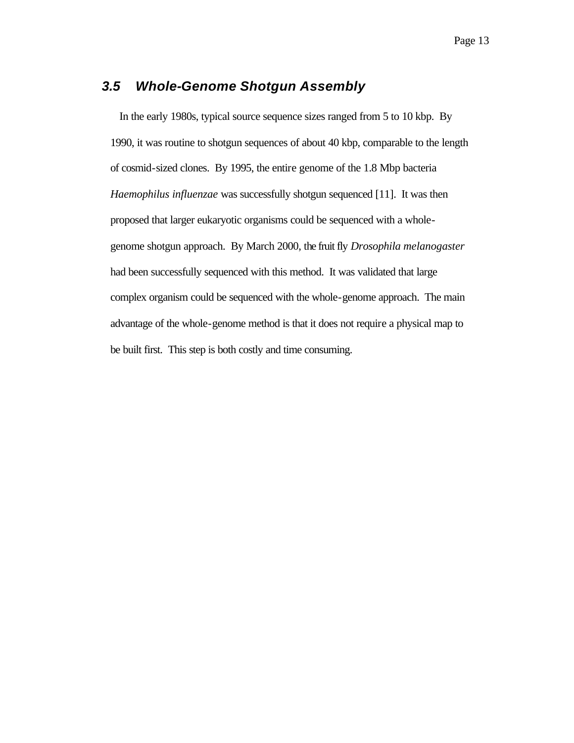## 3.5 *Whole-Genome Shotgun Assembly*

In the early 1980s, typical source sequence sizes ranged from 5 to 10 kbp. By 1990, it was routine to shotgun sequences of about 40 kbp, comparable to the length of cosmid-sized clones. By 1995, the entire genome of the 1.8 Mbp bacteria *Haemophilus influenzae* was successfully shotgun sequenced [11]. It was then proposed that larger eukaryotic organisms could be sequenced with a whole-genome shotgun approach. By March 2000, the fruit fly *Drosophila melanogaster* had been successfully sequenced with this method. It was validated that large complex organism could be sequenced with the whole-genome approach. The main advantage of the whole-genome method is that it does not require a physical map to be built first. This step is both costly and time consuming.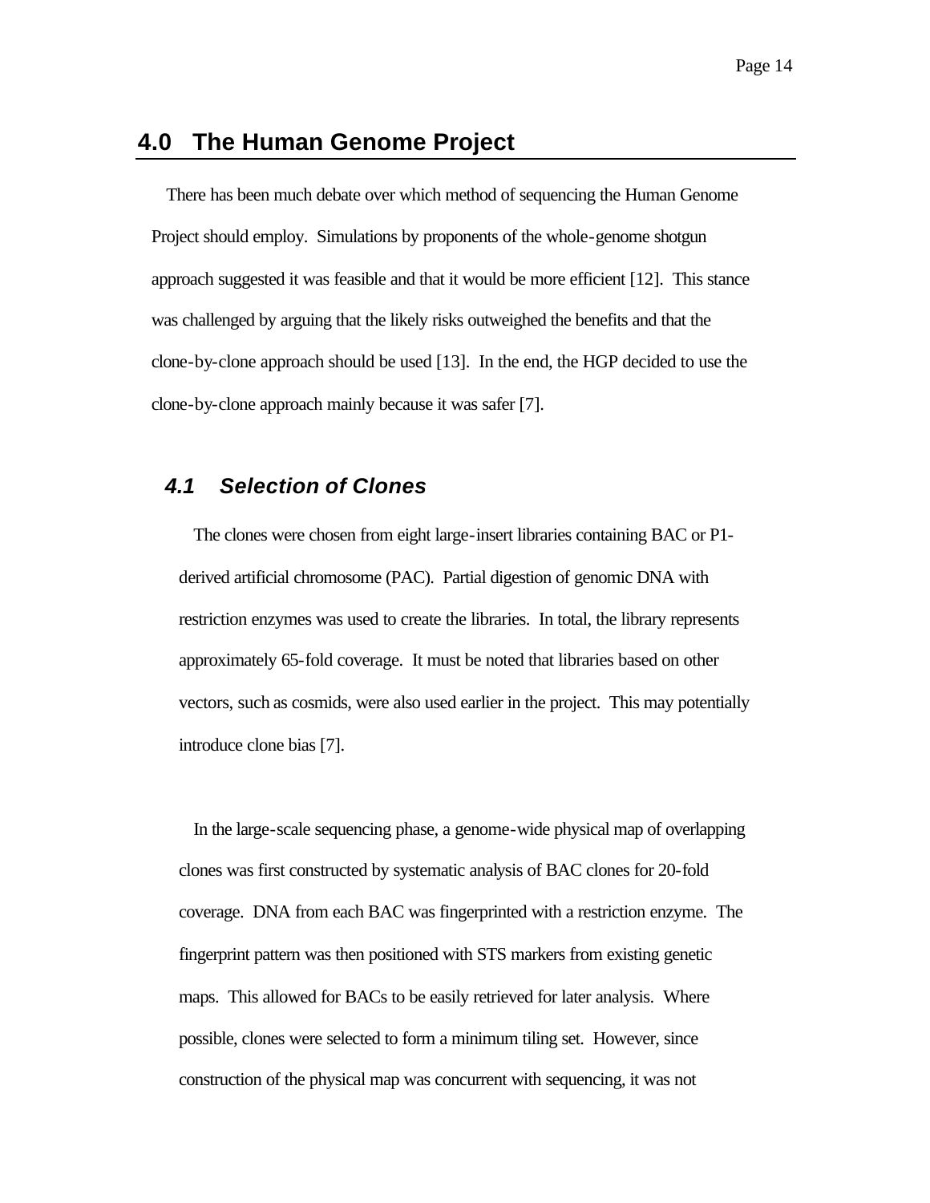## 4.0 The Human Genome Project

There has been much debate over which method of sequencing the Human Genome Project should employ. Simulations by proponents of the whole-genome shotgun approach suggested it was feasible and that it would be more efficient [12]. This stance was challenged by arguing that the likely risks outweighed the benefits and that the clone-by-clone approach should be used [13]. In the end, the HGP decided to use the clone-by-clone approach mainly because it was safer [7].

### *4.1 Selection of Clones*

The clones were chosen from eight large-insert libraries containing BAC or P1-derived artificial chromosome (PAC). Partial digestion of genomic DNA with restriction enzymes was used to create the libraries. In total, the library represents approximately 65-fold coverage. It must be noted that libraries based on other vectors, such as cosmids, were also used earlier in the project. This may potentially introduce clone bias [7].

In the large-scale sequencing phase, a genome-wide physical map of overlapping clones was first constructed by systematic analysis of BAC clones for 20-fold coverage. DNA from each BAC was fingerprinted with a restriction enzyme. The fingerprint pattern was then positioned with STS markers from existing genetic maps. This allowed for BACs to be easily retrieved for later analysis. Where possible, clones were selected to form a minimum tiling set. However, since construction of the physical map was concurrent with sequencing, it was not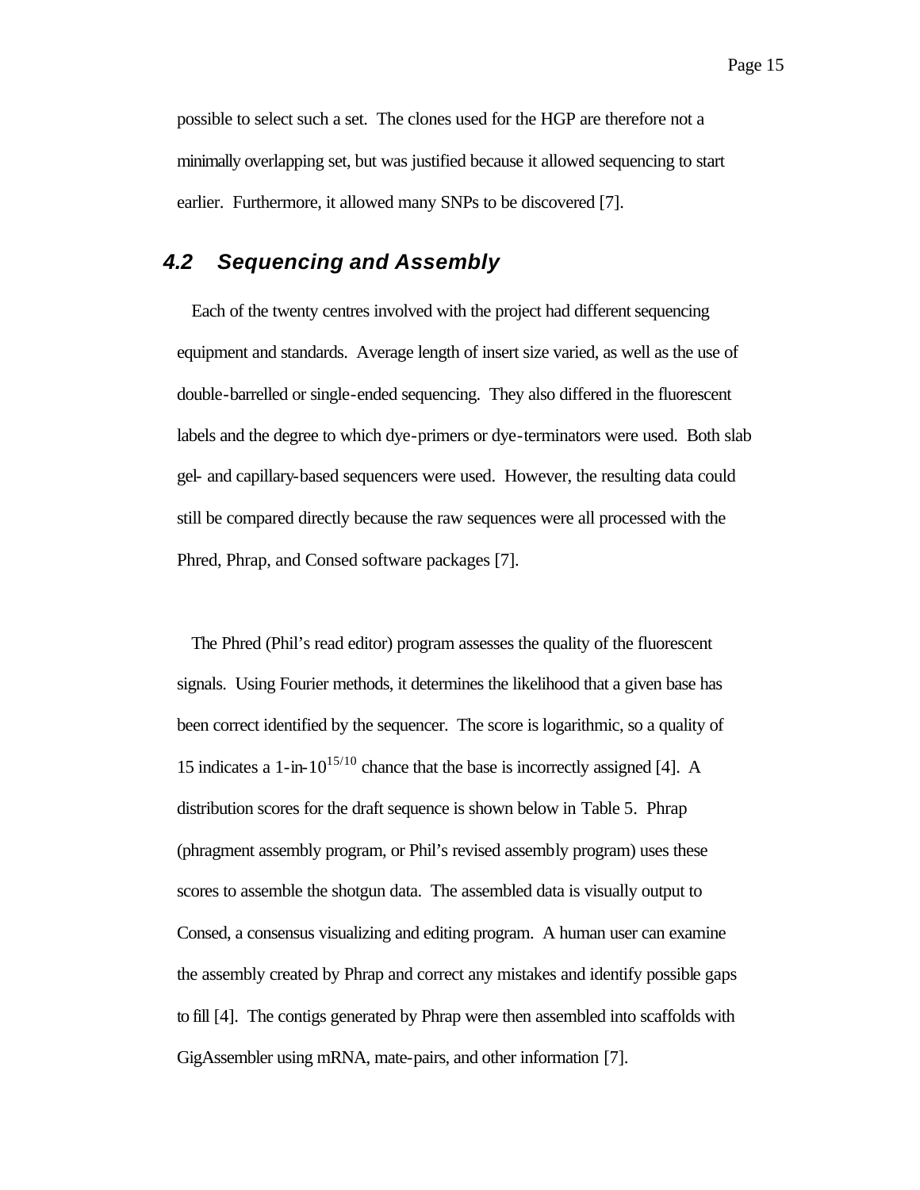possible to select such a set. The clones used for the HGP are therefore not a minimally overlapping set, but was justified because it allowed sequencing to start earlier. Furthermore, it allowed many SNPs to be discovered [7].

## *4.2 Sequencing and Assembly*

Each of the twenty centres involved with the project had different sequencing equipment and standards. Average length of insert size varied, as well as the use of double-barrelled or single-ended sequencing. They also differed in the fluorescent labels and the degree to which dye-primers or dye-terminators were used. Both slab gel- and capillary-based sequencers were used. However, the resulting data could still be compared directly because the raw sequences were all processed with the Phred, Phrap, and Consed software packages [7].

The Phred (Phil's read editor) program assesses the quality of the fluorescent signals. Using Fourier methods, it determines the likelihood that a given base has been correct identified by the sequencer. The score is logarithmic, so a quality of 15 indicates a 1-in-$10^{15/10}$ chance that the base is incorrectly assigned [4]. A distribution scores for the draft sequence is shown below in Table 5. Phrap (phragment assembly program, or Phil's revised assembly program) uses these scores to assemble the shotgun data. The assembled data is visually output to Consed, a consensus visualizing and editing program. A human user can examine the assembly created by Phrap and correct any mistakes and identify possible gaps to fill [4]. The contigs generated by Phrap were then assembled into scaffolds with GigAssembler using mRNA, mate-pairs, and other information [7].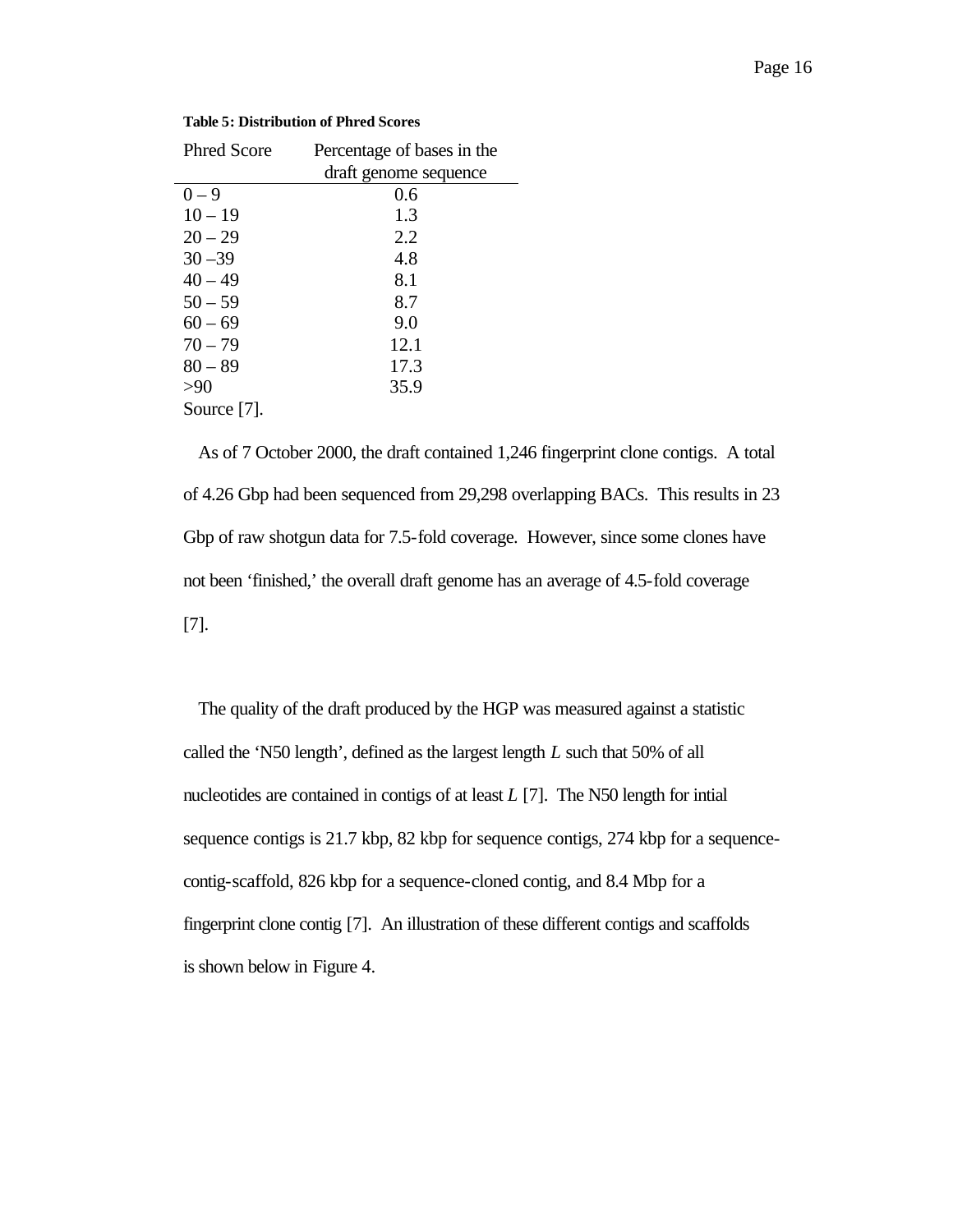**Table 5: Distribution of Phred Scores**

| Phred Score | Percentage of bases in the draft genome sequence |
|---|---|
| 0 – 9 | 0.6 |
| 10 – 19 | 1.3 |
| 20 – 29 | 2.2 |
| 30 –39 | 4.8 |
| 40 – 49 | 8.1 |
| 50 – 59 | 8.7 |
| 60 – 69 | 9.0 |
| 70 – 79 | 12.1 |
| 80 – 89 | 17.3 |
| >90 | 35.9 |

Source [7].

As of 7 October 2000, the draft contained 1,246 fingerprint clone contigs. A total of 4.26 Gbp had been sequenced from 29,298 overlapping BACs. This results in 23 Gbp of raw shotgun data for 7.5-fold coverage. However, since some clones have not been 'finished,' the overall draft genome has an average of 4.5-fold coverage [7].

The quality of the draft produced by the HGP was measured against a statistic called the 'N50 length', defined as the largest length $L$ such that 50% of all nucleotides are contained in contigs of at least $L$ [7]. The N50 length for intial sequence contigs is 21.7 kbp, 82 kbp for sequence contigs, 274 kbp for a sequence-contig-scaffold, 826 kbp for a sequence-cloned contig, and 8.4 Mbp for a fingerprint clone contig [7]. An illustration of these different contigs and scaffolds is shown below in Figure 4.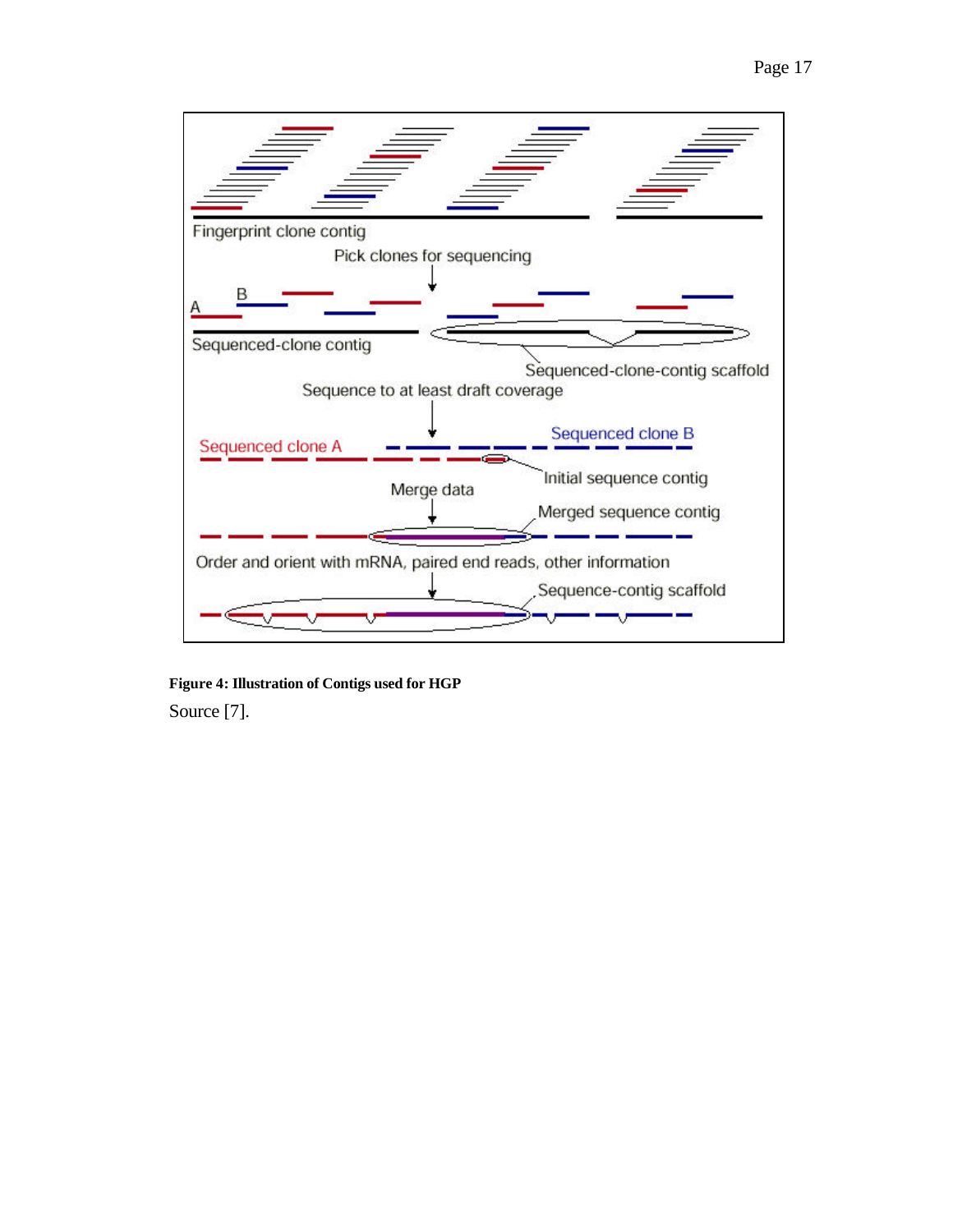**Figure 4: Illustration of Contigs used for HGP**

Source [7].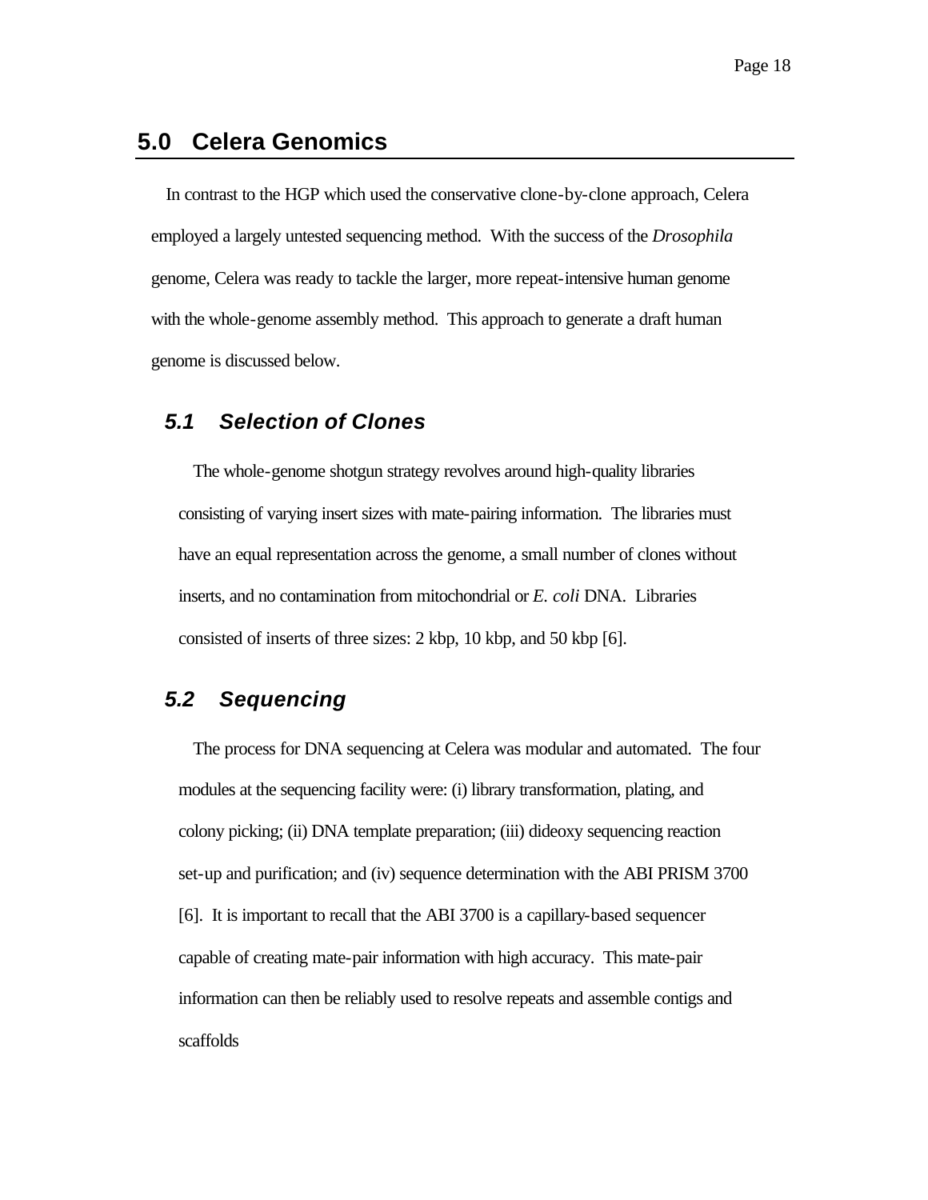## 5.0 Celera Genomics

In contrast to the HGP which used the conservative clone-by-clone approach, Celera employed a largely untested sequencing method. With the success of the *Drosophila* genome, Celera was ready to tackle the larger, more repeat-intensive human genome with the whole-genome assembly method. This approach to generate a draft human genome is discussed below.

### *5.1 Selection of Clones*

The whole-genome shotgun strategy revolves around high-quality libraries consisting of varying insert sizes with mate-pairing information. The libraries must have an equal representation across the genome, a small number of clones without inserts, and no contamination from mitochondrial or *E. coli* DNA. Libraries consisted of inserts of three sizes: 2 kbp, 10 kbp, and 50 kbp [6].

### *5.2 Sequencing*

The process for DNA sequencing at Celera was modular and automated. The four modules at the sequencing facility were: (i) library transformation, plating, and colony picking; (ii) DNA template preparation; (iii) dideoxy sequencing reaction set-up and purification; and (iv) sequence determination with the ABI PRISM 3700 [6]. It is important to recall that the ABI 3700 is a capillary-based sequencer capable of creating mate-pair information with high accuracy. This mate-pair information can then be reliably used to resolve repeats and assemble contigs and scaffolds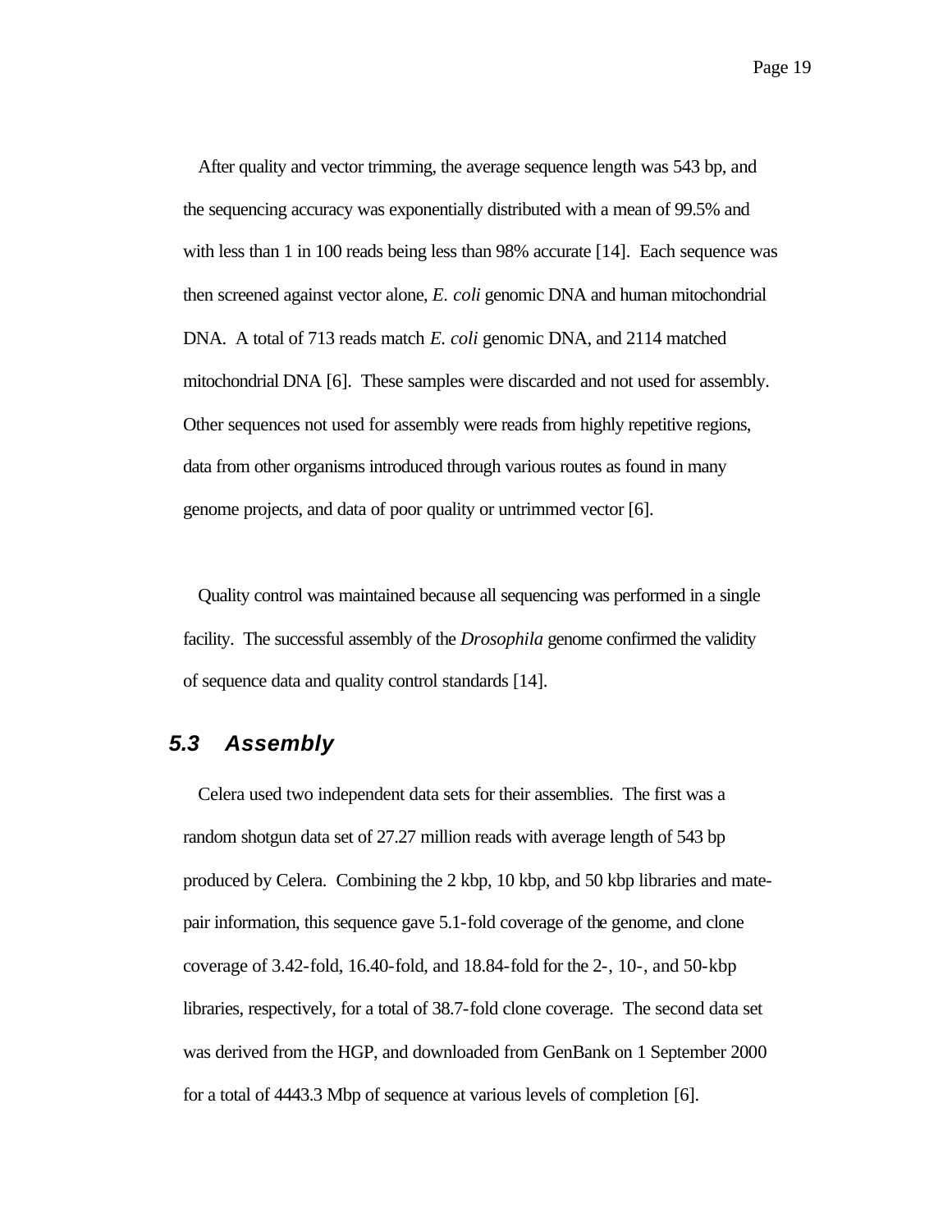After quality and vector trimming, the average sequence length was 543 bp, and the sequencing accuracy was exponentially distributed with a mean of 99.5% and with less than 1 in 100 reads being less than 98% accurate [14]. Each sequence was then screened against vector alone, *E. coli* genomic DNA and human mitochondrial DNA. A total of 713 reads match *E. coli* genomic DNA, and 2114 matched mitochondrial DNA [6]. These samples were discarded and not used for assembly. Other sequences not used for assembly were reads from highly repetitive regions, data from other organisms introduced through various routes as found in many genome projects, and data of poor quality or untrimmed vector [6].

Quality control was maintained because all sequencing was performed in a single facility. The successful assembly of the *Drosophila* genome confirmed the validity of sequence data and quality control standards [14].

## 5.3 Assembly

Celera used two independent data sets for their assemblies. The first was a random shotgun data set of 27.27 million reads with average length of 543 bp produced by Celera. Combining the 2 kbp, 10 kbp, and 50 kbp libraries and mate-pair information, this sequence gave 5.1-fold coverage of the genome, and clone coverage of 3.42-fold, 16.40-fold, and 18.84-fold for the 2-, 10-, and 50-kbp libraries, respectively, for a total of 38.7-fold clone coverage. The second data set was derived from the HGP, and downloaded from GenBank on 1 September 2000 for a total of 4443.3 Mbp of sequence at various levels of completion [6].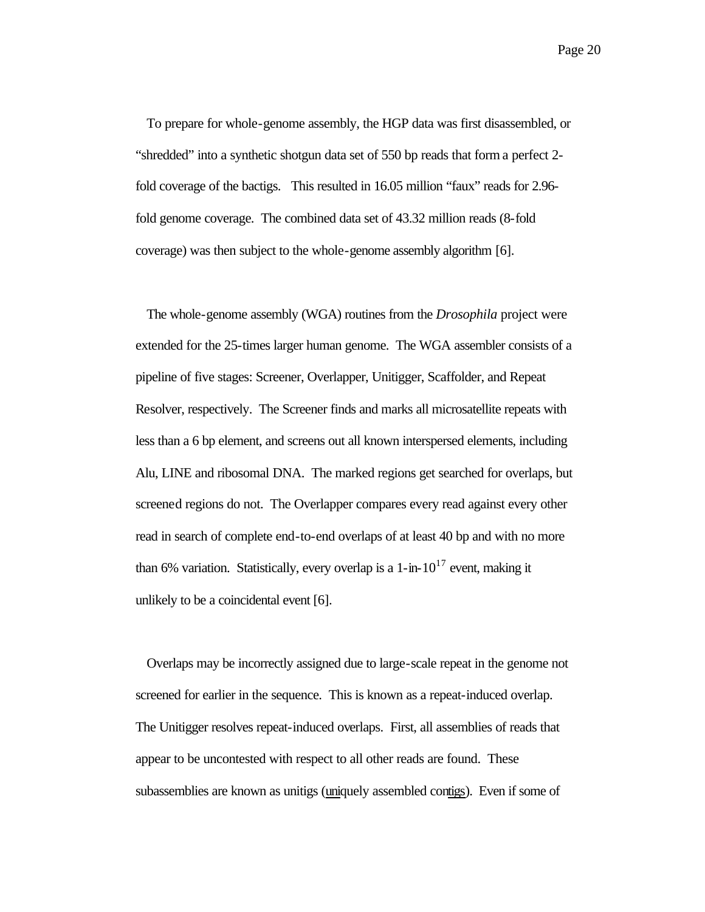To prepare for whole-genome assembly, the HGP data was first disassembled, or "shredded" into a synthetic shotgun data set of 550 bp reads that form a perfect 2-fold coverage of the bactigs. This resulted in 16.05 million "faux" reads for 2.96-fold genome coverage. The combined data set of 43.32 million reads (8-fold coverage) was then subject to the whole-genome assembly algorithm [6].

The whole-genome assembly (WGA) routines from the *Drosophila* project were extended for the 25-times larger human genome. The WGA assembler consists of a pipeline of five stages: Screener, Overlapper, Unitigger, Scaffolder, and Repeat Resolver, respectively. The Screener finds and marks all microsatellite repeats with less than a 6 bp element, and screens out all known interspersed elements, including Alu, LINE and ribosomal DNA. The marked regions get searched for overlaps, but screened regions do not. The Overlapper compares every read against every other read in search of complete end-to-end overlaps of at least 40 bp and with no more than 6% variation. Statistically, every overlap is a 1-in-$10^{17}$ event, making it unlikely to be a coincidental event [6].

Overlaps may be incorrectly assigned due to large-scale repeat in the genome not screened for earlier in the sequence. This is known as a repeat-induced overlap. The Unitigger resolves repeat-induced overlaps. First, all assemblies of reads that appear to be uncontested with respect to all other reads are found. These subassemblies are known as unitigs (<u>uni</u>quely assembled con<u>tigs</u>). Even if some of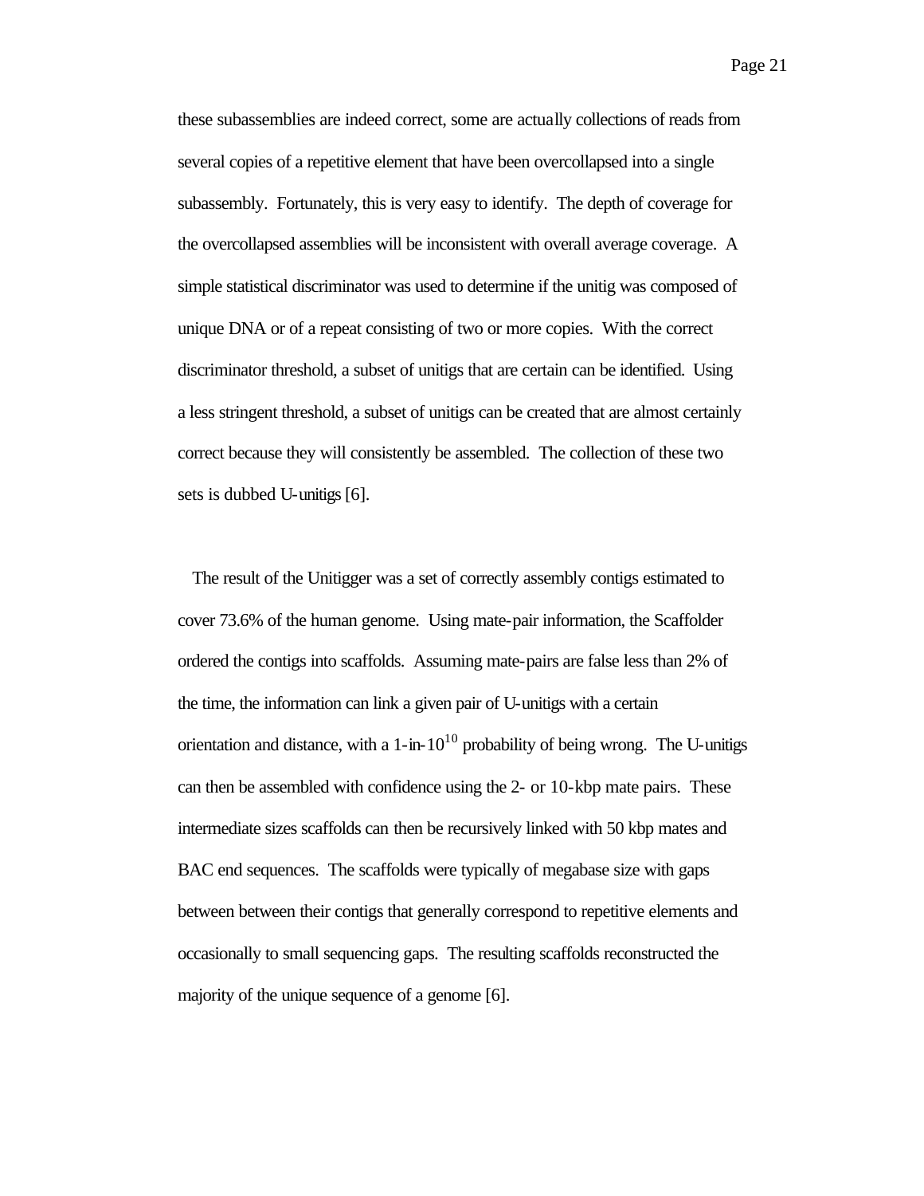these subassemblies are indeed correct, some are actually collections of reads from several copies of a repetitive element that have been overcollapsed into a single subassembly. Fortunately, this is very easy to identify. The depth of coverage for the overcollapsed assemblies will be inconsistent with overall average coverage. A simple statistical discriminator was used to determine if the unitig was composed of unique DNA or of a repeat consisting of two or more copies. With the correct discriminator threshold, a subset of unitigs that are certain can be identified. Using a less stringent threshold, a subset of unitigs can be created that are almost certainly correct because they will consistently be assembled. The collection of these two sets is dubbed U-unitigs [6].

The result of the Unitigger was a set of correctly assembly contigs estimated to cover 73.6% of the human genome. Using mate-pair information, the Scaffolder ordered the contigs into scaffolds. Assuming mate-pairs are false less than 2% of the time, the information can link a given pair of U-unitigs with a certain orientation and distance, with a 1-in-$10^{10}$ probability of being wrong. The U-unitigs can then be assembled with confidence using the 2- or 10-kbp mate pairs. These intermediate sizes scaffolds can then be recursively linked with 50 kbp mates and BAC end sequences. The scaffolds were typically of megabase size with gaps between between their contigs that generally correspond to repetitive elements and occasionally to small sequencing gaps. The resulting scaffolds reconstructed the majority of the unique sequence of a genome [6].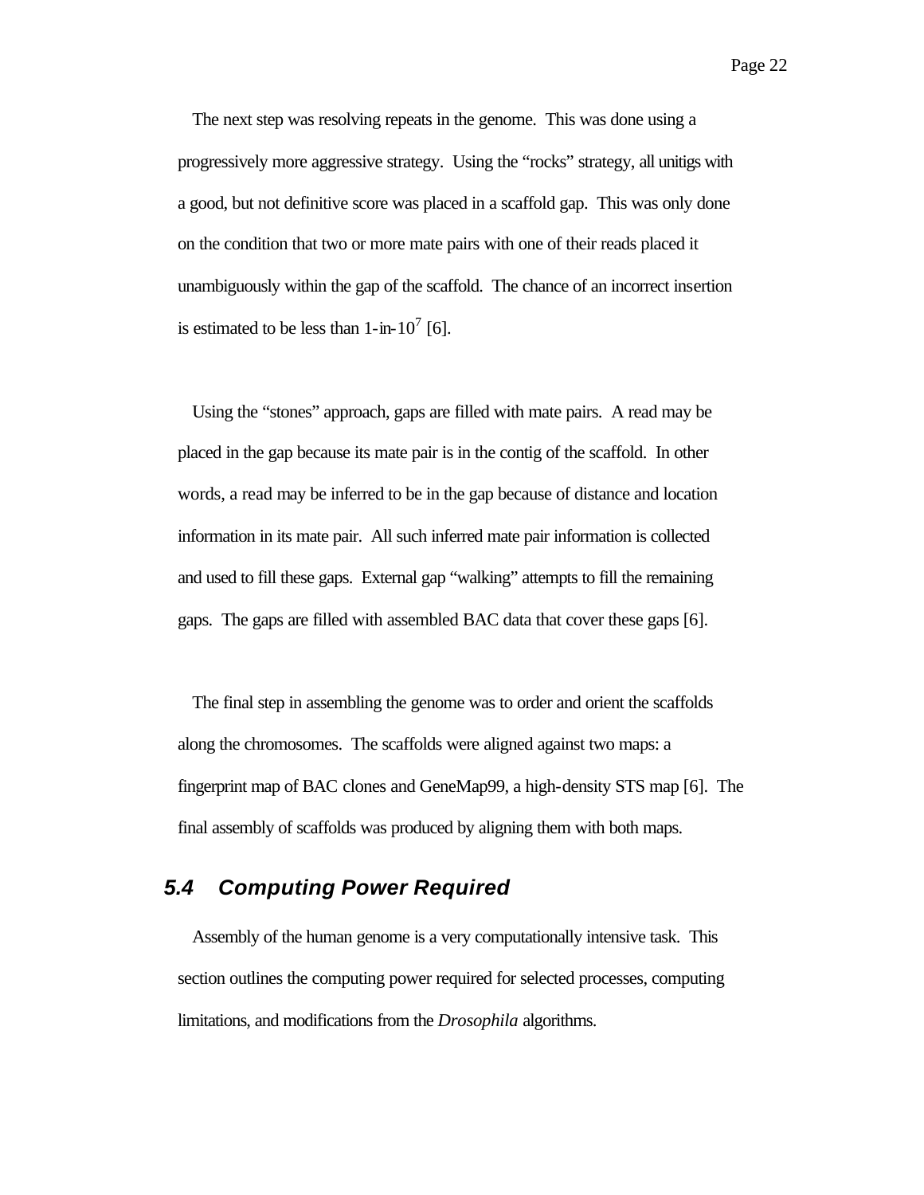The next step was resolving repeats in the genome. This was done using a progressively more aggressive strategy. Using the "rocks" strategy, all unitigs with a good, but not definitive score was placed in a scaffold gap. This was only done on the condition that two or more mate pairs with one of their reads placed it unambiguously within the gap of the scaffold. The chance of an incorrect insertion is estimated to be less than 1-in-$10^7$ [6].

Using the "stones" approach, gaps are filled with mate pairs. A read may be placed in the gap because its mate pair is in the contig of the scaffold. In other words, a read may be inferred to be in the gap because of distance and location information in its mate pair. All such inferred mate pair information is collected and used to fill these gaps. External gap "walking" attempts to fill the remaining gaps. The gaps are filled with assembled BAC data that cover these gaps [6].

The final step in assembling the genome was to order and orient the scaffolds along the chromosomes. The scaffolds were aligned against two maps: a fingerprint map of BAC clones and GeneMap99, a high-density STS map [6]. The final assembly of scaffolds was produced by aligning them with both maps.

### *5.4 Computing Power Required*

Assembly of the human genome is a very computationally intensive task. This section outlines the computing power required for selected processes, computing limitations, and modifications from the *Drosophila* algorithms.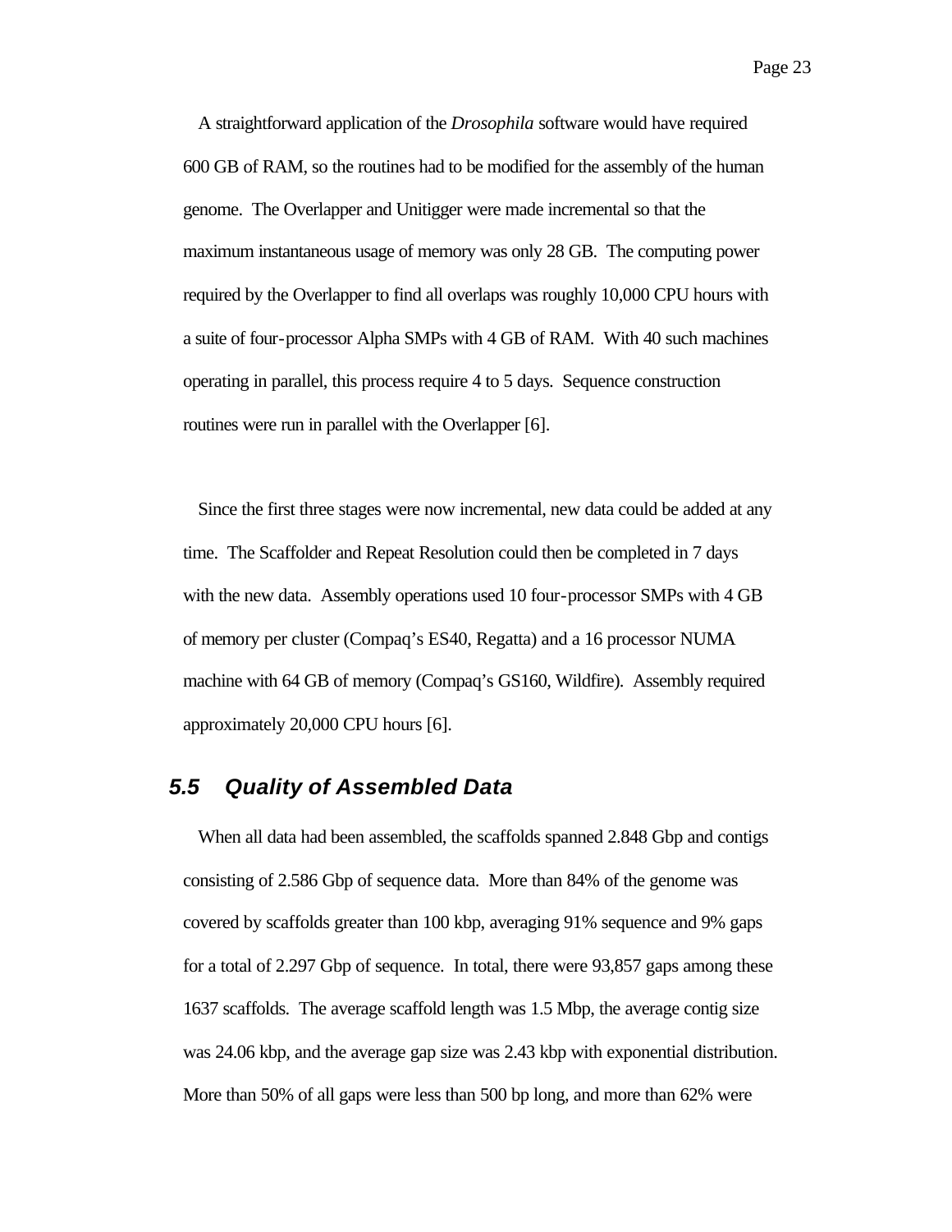A straightforward application of the *Drosophila* software would have required 600 GB of RAM, so the routines had to be modified for the assembly of the human genome. The Overlapper and Unitigger were made incremental so that the maximum instantaneous usage of memory was only 28 GB. The computing power required by the Overlapper to find all overlaps was roughly 10,000 CPU hours with a suite of four-processor Alpha SMPs with 4 GB of RAM. With 40 such machines operating in parallel, this process require 4 to 5 days. Sequence construction routines were run in parallel with the Overlapper [6].

Since the first three stages were now incremental, new data could be added at any time. The Scaffolder and Repeat Resolution could then be completed in 7 days with the new data. Assembly operations used 10 four-processor SMPs with 4 GB of memory per cluster (Compaq's ES40, Regatta) and a 16 processor NUMA machine with 64 GB of memory (Compaq's GS160, Wildfire). Assembly required approximately 20,000 CPU hours [6].

### 5.5 Quality of Assembled Data

When all data had been assembled, the scaffolds spanned 2.848 Gbp and contigs consisting of 2.586 Gbp of sequence data. More than 84% of the genome was covered by scaffolds greater than 100 kbp, averaging 91% sequence and 9% gaps for a total of 2.297 Gbp of sequence. In total, there were 93,857 gaps among these 1637 scaffolds. The average scaffold length was 1.5 Mbp, the average contig size was 24.06 kbp, and the average gap size was 2.43 kbp with exponential distribution. More than 50% of all gaps were less than 500 bp long, and more than 62% were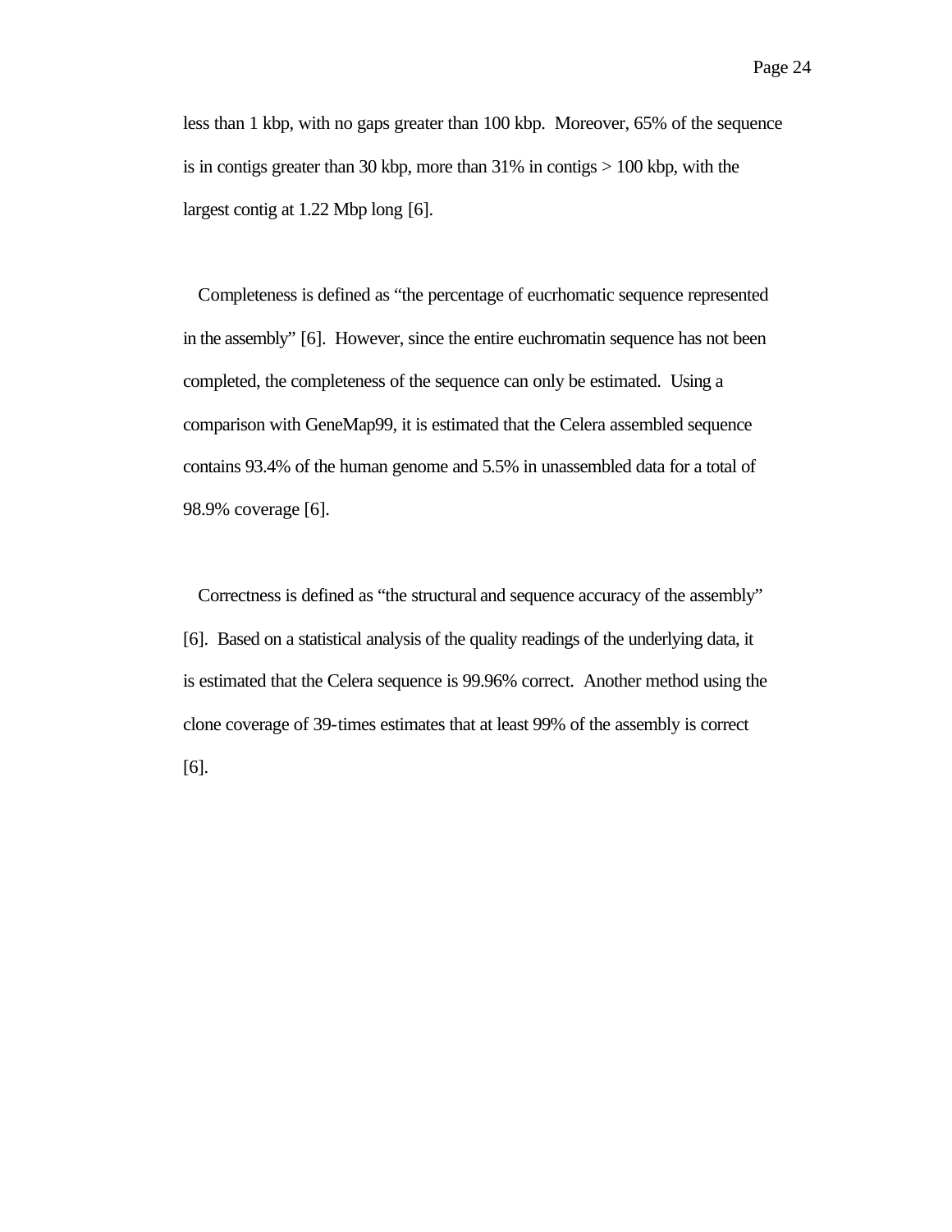less than 1 kbp, with no gaps greater than 100 kbp. Moreover, 65% of the sequence is in contigs greater than 30 kbp, more than 31% in contigs > 100 kbp, with the largest contig at 1.22 Mbp long [6].

Completeness is defined as "the percentage of eucrhomatic sequence represented in the assembly" [6]. However, since the entire euchromatin sequence has not been completed, the completeness of the sequence can only be estimated. Using a comparison with GeneMap99, it is estimated that the Celera assembled sequence contains 93.4% of the human genome and 5.5% in unassembled data for a total of 98.9% coverage [6].

Correctness is defined as "the structural and sequence accuracy of the assembly" [6]. Based on a statistical analysis of the quality readings of the underlying data, it is estimated that the Celera sequence is 99.96% correct. Another method using the clone coverage of 39-times estimates that at least 99% of the assembly is correct [6].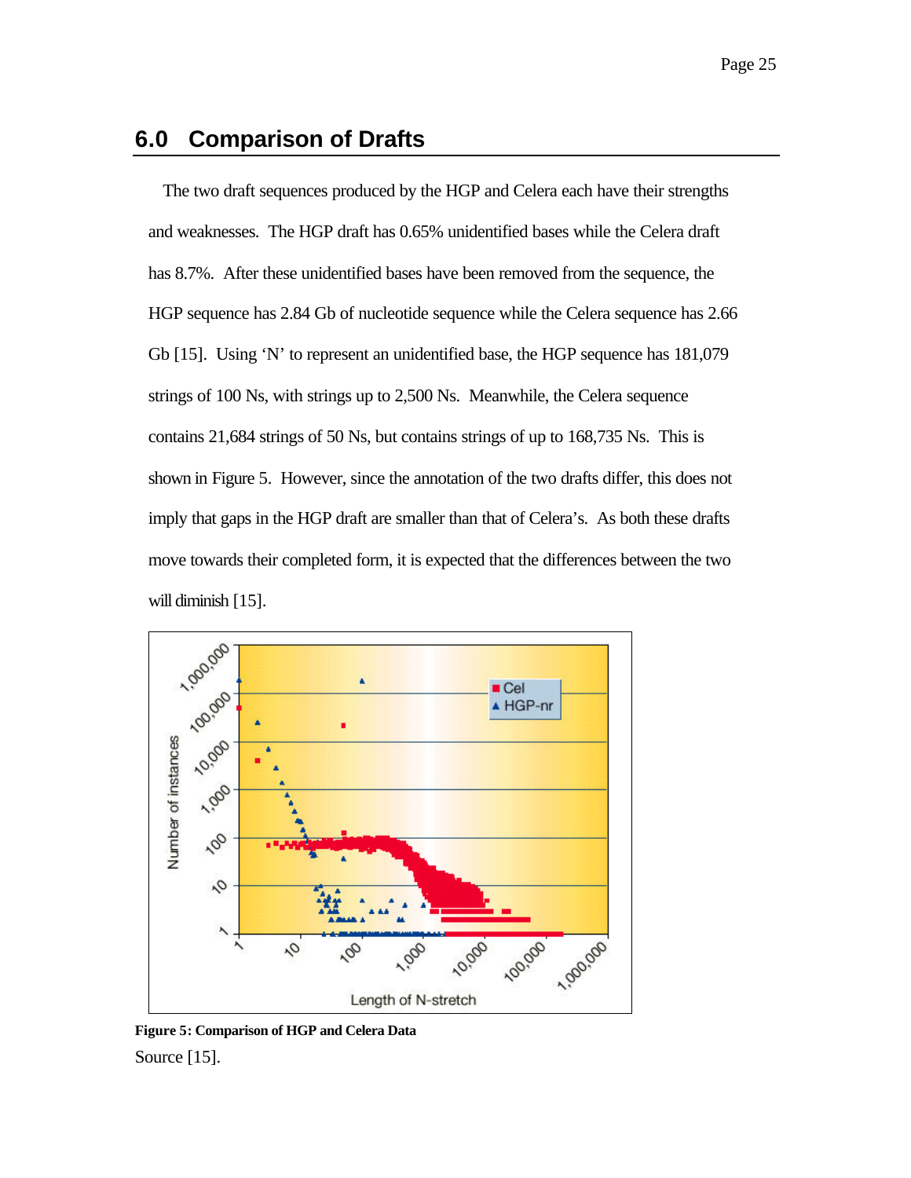## 6.0 Comparison of Drafts

The two draft sequences produced by the HGP and Celera each have their strengths and weaknesses. The HGP draft has 0.65% unidentified bases while the Celera draft has 8.7%. After these unidentified bases have been removed from the sequence, the HGP sequence has 2.84 Gb of nucleotide sequence while the Celera sequence has 2.66 Gb [15]. Using 'N' to represent an unidentified base, the HGP sequence has 181,079 strings of 100 Ns, with strings up to 2,500 Ns. Meanwhile, the Celera sequence contains 21,684 strings of 50 Ns, but contains strings of up to 168,735 Ns. This is shown in Figure 5. However, since the annotation of the two drafts differ, this does not imply that gaps in the HGP draft are smaller than that of Celera's. As both these drafts move towards their completed form, it is expected that the differences between the two will diminish [15].

**Figure 5: Comparison of HGP and Celera Data**

Source [15].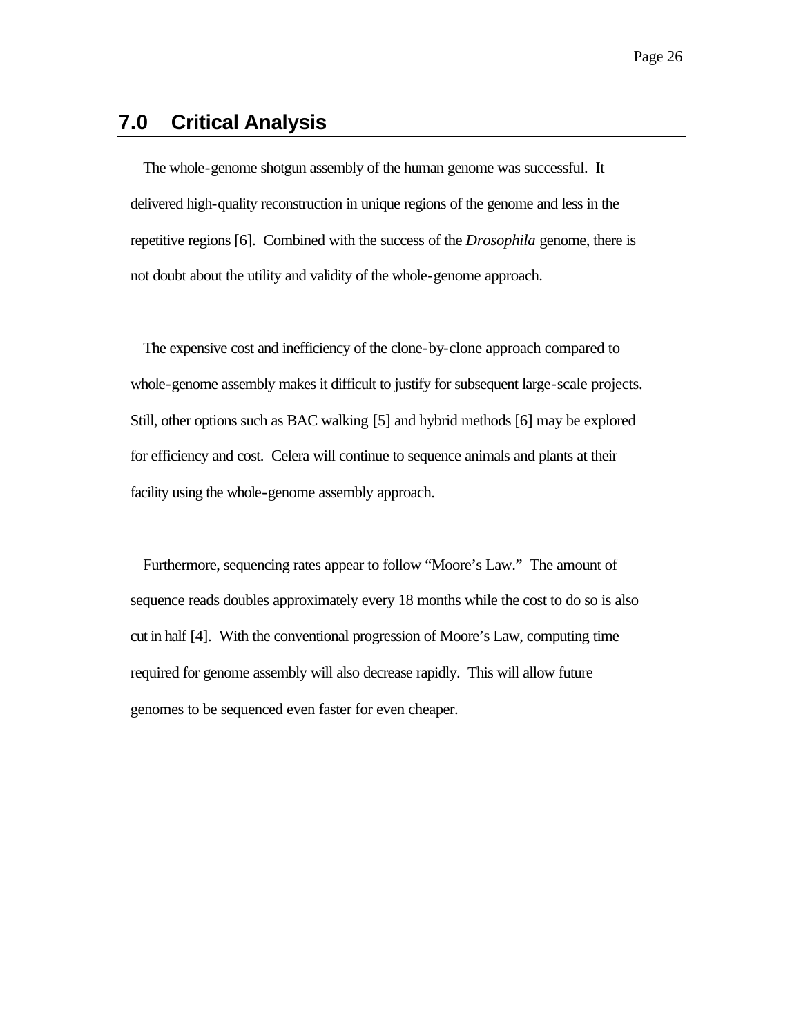## 7.0 Critical Analysis

The whole-genome shotgun assembly of the human genome was successful. It delivered high-quality reconstruction in unique regions of the genome and less in the repetitive regions [6]. Combined with the success of the *Drosophila* genome, there is not doubt about the utility and validity of the whole-genome approach.

The expensive cost and inefficiency of the clone-by-clone approach compared to whole-genome assembly makes it difficult to justify for subsequent large-scale projects. Still, other options such as BAC walking [5] and hybrid methods [6] may be explored for efficiency and cost. Celera will continue to sequence animals and plants at their facility using the whole-genome assembly approach.

Furthermore, sequencing rates appear to follow "Moore's Law." The amount of sequence reads doubles approximately every 18 months while the cost to do so is also cut in half [4]. With the conventional progression of Moore's Law, computing time required for genome assembly will also decrease rapidly. This will allow future genomes to be sequenced even faster for even cheaper.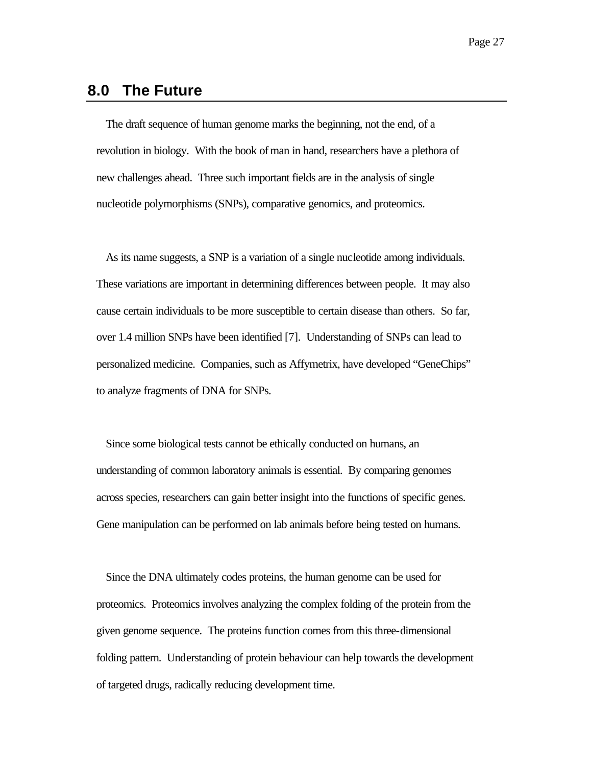## 8.0 The Future

The draft sequence of human genome marks the beginning, not the end, of a revolution in biology. With the book of man in hand, researchers have a plethora of new challenges ahead. Three such important fields are in the analysis of single nucleotide polymorphisms (SNPs), comparative genomics, and proteomics.

As its name suggests, a SNP is a variation of a single nucleotide among individuals. These variations are important in determining differences between people. It may also cause certain individuals to be more susceptible to certain disease than others. So far, over 1.4 million SNPs have been identified [7]. Understanding of SNPs can lead to personalized medicine. Companies, such as Affymetrix, have developed "GeneChips" to analyze fragments of DNA for SNPs.

Since some biological tests cannot be ethically conducted on humans, an understanding of common laboratory animals is essential. By comparing genomes across species, researchers can gain better insight into the functions of specific genes. Gene manipulation can be performed on lab animals before being tested on humans.

Since the DNA ultimately codes proteins, the human genome can be used for proteomics. Proteomics involves analyzing the complex folding of the protein from the given genome sequence. The proteins function comes from this three-dimensional folding pattern. Understanding of protein behaviour can help towards the development of targeted drugs, radically reducing development time.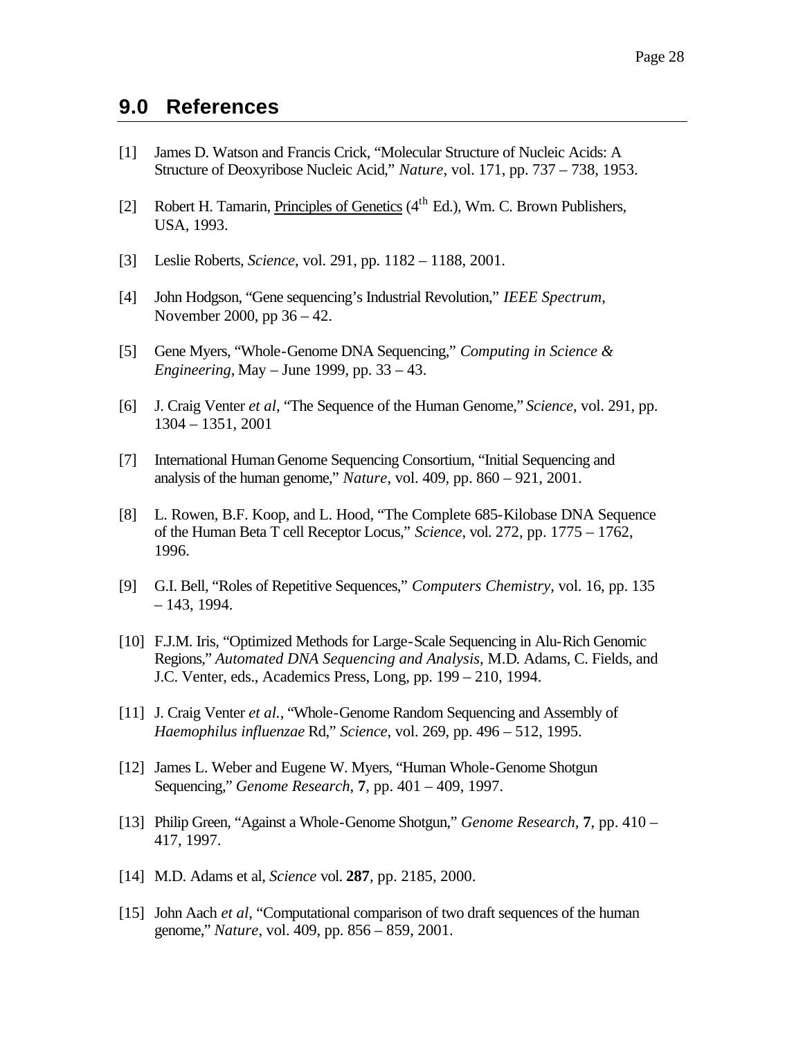## 9.0 References

[1] James D. Watson and Francis Crick, "Molecular Structure of Nucleic Acids: A Structure of Deoxyribose Nucleic Acid," *Nature*, vol. 171, pp. 737 – 738, 1953.

[2] Robert H. Tamarin, Principles of Genetics (4th Ed.), Wm. C. Brown Publishers, USA, 1993.

[3] Leslie Roberts, *Science*, vol. 291, pp. 1182 – 1188, 2001.

[4] John Hodgson, "Gene sequencing's Industrial Revolution," *IEEE Spectrum*, November 2000, pp 36 – 42.

[5] Gene Myers, "Whole-Genome DNA Sequencing," *Computing in Science & Engineering*, May – June 1999, pp. 33 – 43.

[6] J. Craig Venter *et al*, "The Sequence of the Human Genome," *Science*, vol. 291, pp. 1304 – 1351, 2001

[7] International Human Genome Sequencing Consortium, "Initial Sequencing and analysis of the human genome," *Nature*, vol. 409, pp. 860 – 921, 2001.

[8] L. Rowen, B.F. Koop, and L. Hood, "The Complete 685-Kilobase DNA Sequence of the Human Beta T cell Receptor Locus," *Science*, vol. 272, pp. 1775 – 1762, 1996.

[9] G.I. Bell, "Roles of Repetitive Sequences," *Computers Chemistry*, vol. 16, pp. 135 – 143, 1994.

[10] F.J.M. Iris, "Optimized Methods for Large-Scale Sequencing in Alu-Rich Genomic Regions," *Automated DNA Sequencing and Analysis*, M.D. Adams, C. Fields, and J.C. Venter, eds., Academics Press, Long, pp. 199 – 210, 1994.

[11] J. Craig Venter *et al.*, "Whole-Genome Random Sequencing and Assembly of *Haemophilus influenzae* Rd," *Science*, vol. 269, pp. 496 – 512, 1995.

[12] James L. Weber and Eugene W. Myers, "Human Whole-Genome Shotgun Sequencing," *Genome Research*, **7**, pp. 401 – 409, 1997.

[13] Philip Green, "Against a Whole-Genome Shotgun," *Genome Research*, **7**, pp. 410 – 417, 1997.

[14] M.D. Adams et al, *Science* vol. **287**, pp. 2185, 2000.

[15] John Aach *et al*, "Computational comparison of two draft sequences of the human genome," *Nature*, vol. 409, pp. 856 – 859, 2001.